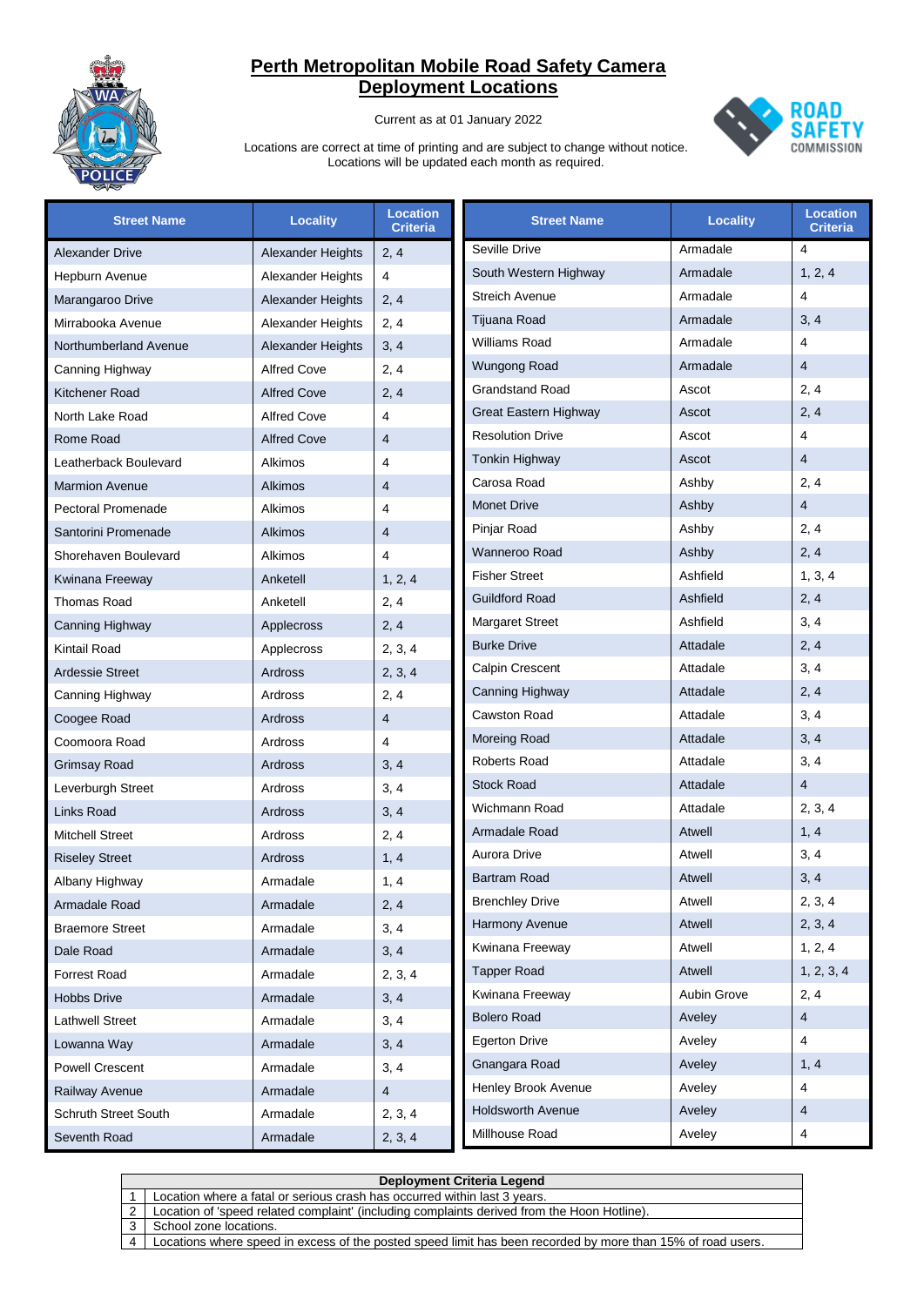# Perth Metropolitan Mobile Road Safety Camera Deployment Locations

Current as at 01 January 2022

Locations are correct at time of printing and are subject to change without notice.
Locations will be updated each month as required.

| Street Name | Locality | Location Criteria |
|---|---|---|
| Alexander Drive | Alexander Heights | 2, 4 |
| Hepburn Avenue | Alexander Heights | 4 |
| Marangaroo Drive | Alexander Heights | 2, 4 |
| Mirrabooka Avenue | Alexander Heights | 2, 4 |
| Northumberland Avenue | Alexander Heights | 3, 4 |
| Canning Highway | Alfred Cove | 2, 4 |
| Kitchener Road | Alfred Cove | 2, 4 |
| North Lake Road | Alfred Cove | 4 |
| Rome Road | Alfred Cove | 4 |
| Leatherback Boulevard | Alkimos | 4 |
| Marmion Avenue | Alkimos | 4 |
| Pectoral Promenade | Alkimos | 4 |
| Santorini Promenade | Alkimos | 4 |
| Shorehaven Boulevard | Alkimos | 4 |
| Kwinana Freeway | Anketell | 1, 2, 4 |
| Thomas Road | Anketell | 2, 4 |
| Canning Highway | Applecross | 2, 4 |
| Kintail Road | Applecross | 2, 3, 4 |
| Ardessie Street | Ardross | 2, 3, 4 |
| Canning Highway | Ardross | 2, 4 |
| Coogee Road | Ardross | 4 |
| Coomoora Road | Ardross | 4 |
| Grimsay Road | Ardross | 3, 4 |
| Leverburgh Street | Ardross | 3, 4 |
| Links Road | Ardross | 3, 4 |
| Mitchell Street | Ardross | 2, 4 |
| Riseley Street | Ardross | 1, 4 |
| Albany Highway | Armadale | 1, 4 |
| Armadale Road | Armadale | 2, 4 |
| Braemore Street | Armadale | 3, 4 |
| Dale Road | Armadale | 3, 4 |
| Forrest Road | Armadale | 2, 3, 4 |
| Hobbs Drive | Armadale | 3, 4 |
| Lathwell Street | Armadale | 3, 4 |
| Lowanna Way | Armadale | 3, 4 |
| Powell Crescent | Armadale | 3, 4 |
| Railway Avenue | Armadale | 4 |
| Schruth Street South | Armadale | 2, 3, 4 |
| Seventh Road | Armadale | 2, 3, 4 |
| Seville Drive | Armadale | 4 |
| South Western Highway | Armadale | 1, 2, 4 |
| Streich Avenue | Armadale | 4 |
| Tijuana Road | Armadale | 3, 4 |
| Williams Road | Armadale | 4 |
| Wungong Road | Armadale | 4 |
| Grandstand Road | Ascot | 2, 4 |
| Great Eastern Highway | Ascot | 2, 4 |
| Resolution Drive | Ascot | 4 |
| Tonkin Highway | Ascot | 4 |
| Carosa Road | Ashby | 2, 4 |
| Monet Drive | Ashby | 4 |
| Pinjar Road | Ashby | 2, 4 |
| Wanneroo Road | Ashby | 2, 4 |
| Fisher Street | Ashfield | 1, 3, 4 |
| Guildford Road | Ashfield | 2, 4 |
| Margaret Street | Ashfield | 3, 4 |
| Burke Drive | Attadale | 2, 4 |
| Calpin Crescent | Attadale | 3, 4 |
| Canning Highway | Attadale | 2, 4 |
| Cawston Road | Attadale | 3, 4 |
| Moreing Road | Attadale | 3, 4 |
| Roberts Road | Attadale | 3, 4 |
| Stock Road | Attadale | 4 |
| Wichmann Road | Attadale | 2, 3, 4 |
| Armadale Road | Atwell | 1, 4 |
| Aurora Drive | Atwell | 3, 4 |
| Bartram Road | Atwell | 3, 4 |
| Brenchley Drive | Atwell | 2, 3, 4 |
| Harmony Avenue | Atwell | 2, 3, 4 |
| Kwinana Freeway | Atwell | 1, 2, 4 |
| Tapper Road | Atwell | 1, 2, 3, 4 |
| Kwinana Freeway | Aubin Grove | 2, 4 |
| Bolero Road | Aveley | 4 |
| Egerton Drive | Aveley | 4 |
| Gnangara Road | Aveley | 1, 4 |
| Henley Brook Avenue | Aveley | 4 |
| Holdsworth Avenue | Aveley | 4 |
| Millhouse Road | Aveley | 4 |

| Deployment Criteria Legend | |
|---|---|
| 1 | Location where a fatal or serious crash has occurred within last 3 years. |
| 2 | Location of 'speed related complaint' (including complaints derived from the Hoon Hotline). |
| 3 | School zone locations. |
| 4 | Locations where speed in excess of the posted speed limit has been recorded by more than 15% of road users. |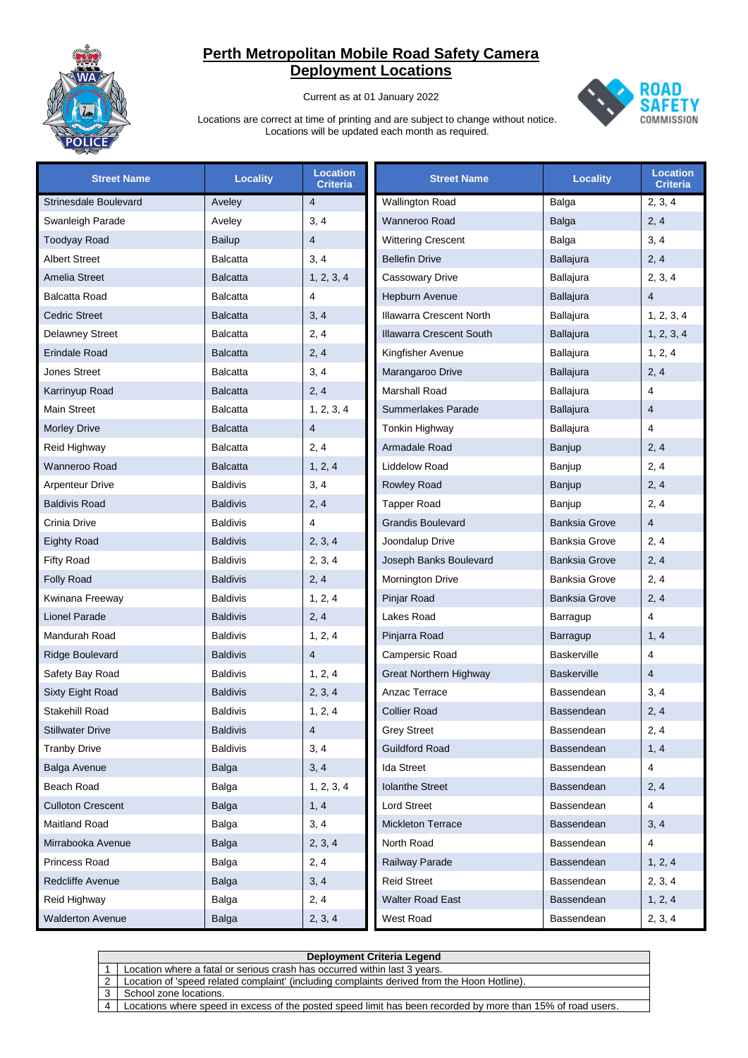# Perth Metropolitan Mobile Road Safety Camera Deployment Locations

Current as at 01 January 2022

Locations are correct at time of printing and are subject to change without notice.
Locations will be updated each month as required.

| Street Name | Locality | Location Criteria |
|---|---|---|
| Strinesdale Boulevard | Aveley | 4 |
| Swanleigh Parade | Aveley | 3, 4 |
| Toodyay Road | Bailup | 4 |
| Albert Street | Balcatta | 3, 4 |
| Amelia Street | Balcatta | 1, 2, 3, 4 |
| Balcatta Road | Balcatta | 4 |
| Cedric Street | Balcatta | 3, 4 |
| Delawney Street | Balcatta | 2, 4 |
| Erindale Road | Balcatta | 2, 4 |
| Jones Street | Balcatta | 3, 4 |
| Karrinyup Road | Balcatta | 2, 4 |
| Main Street | Balcatta | 1, 2, 3, 4 |
| Morley Drive | Balcatta | 4 |
| Reid Highway | Balcatta | 2, 4 |
| Wanneroo Road | Balcatta | 1, 2, 4 |
| Arpenteur Drive | Baldivis | 3, 4 |
| Baldivis Road | Baldivis | 2, 4 |
| Crinia Drive | Baldivis | 4 |
| Eighty Road | Baldivis | 2, 3, 4 |
| Fifty Road | Baldivis | 2, 3, 4 |
| Folly Road | Baldivis | 2, 4 |
| Kwinana Freeway | Baldivis | 1, 2, 4 |
| Lionel Parade | Baldivis | 2, 4 |
| Mandurah Road | Baldivis | 1, 2, 4 |
| Ridge Boulevard | Baldivis | 4 |
| Safety Bay Road | Baldivis | 1, 2, 4 |
| Sixty Eight Road | Baldivis | 2, 3, 4 |
| Stakehill Road | Baldivis | 1, 2, 4 |
| Stillwater Drive | Baldivis | 4 |
| Tranby Drive | Baldivis | 3, 4 |
| Balga Avenue | Balga | 3, 4 |
| Beach Road | Balga | 1, 2, 3, 4 |
| Culloton Crescent | Balga | 1, 4 |
| Maitland Road | Balga | 3, 4 |
| Mirrabooka Avenue | Balga | 2, 3, 4 |
| Princess Road | Balga | 2, 4 |
| Redcliffe Avenue | Balga | 3, 4 |
| Reid Highway | Balga | 2, 4 |
| Walderton Avenue | Balga | 2, 3, 4 |
| Wallington Road | Balga | 2, 3, 4 |
| Wanneroo Road | Balga | 2, 4 |
| Wittering Crescent | Balga | 3, 4 |
| Bellefin Drive | Ballajura | 2, 4 |
| Cassowary Drive | Ballajura | 2, 3, 4 |
| Hepburn Avenue | Ballajura | 4 |
| Illawarra Crescent North | Ballajura | 1, 2, 3, 4 |
| Illawarra Crescent South | Ballajura | 1, 2, 3, 4 |
| Kingfisher Avenue | Ballajura | 1, 2, 4 |
| Marangaroo Drive | Ballajura | 2, 4 |
| Marshall Road | Ballajura | 4 |
| Summerlakes Parade | Ballajura | 4 |
| Tonkin Highway | Ballajura | 4 |
| Armadale Road | Banjup | 2, 4 |
| Liddelow Road | Banjup | 2, 4 |
| Rowley Road | Banjup | 2, 4 |
| Tapper Road | Banjup | 2, 4 |
| Grandis Boulevard | Banksia Grove | 4 |
| Joondalup Drive | Banksia Grove | 2, 4 |
| Joseph Banks Boulevard | Banksia Grove | 2, 4 |
| Mornington Drive | Banksia Grove | 2, 4 |
| Pinjar Road | Banksia Grove | 2, 4 |
| Lakes Road | Barragup | 4 |
| Pinjarra Road | Barragup | 1, 4 |
| Campersic Road | Baskerville | 4 |
| Great Northern Highway | Baskerville | 4 |
| Anzac Terrace | Bassendean | 3, 4 |
| Collier Road | Bassendean | 2, 4 |
| Grey Street | Bassendean | 2, 4 |
| Guildford Road | Bassendean | 1, 4 |
| Ida Street | Bassendean | 4 |
| Iolanthe Street | Bassendean | 2, 4 |
| Lord Street | Bassendean | 4 |
| Mickleton Terrace | Bassendean | 3, 4 |
| North Road | Bassendean | 4 |
| Railway Parade | Bassendean | 1, 2, 4 |
| Reid Street | Bassendean | 2, 3, 4 |
| Walter Road East | Bassendean | 1, 2, 4 |
| West Road | Bassendean | 2, 3, 4 |

| Deployment Criteria Legend | |
|---|---|
| 1 | Location where a fatal or serious crash has occurred within last 3 years. |
| 2 | Location of 'speed related complaint' (including complaints derived from the Hoon Hotline). |
| 3 | School zone locations. |
| 4 | Locations where speed in excess of the posted speed limit has been recorded by more than 15% of road users. |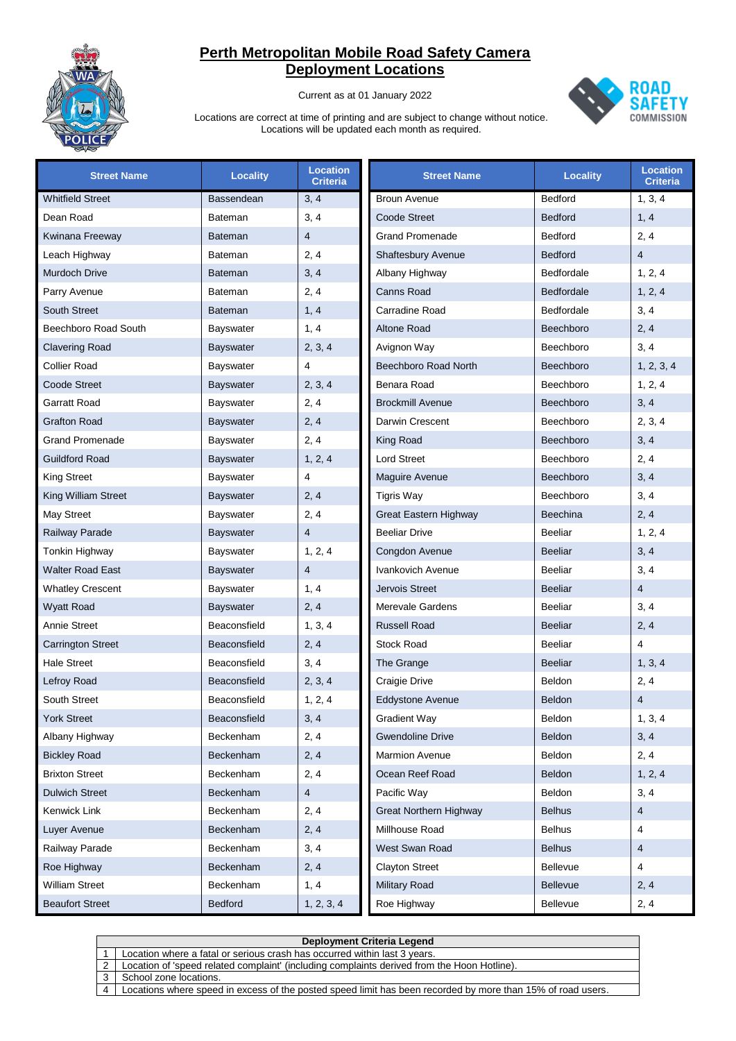# Perth Metropolitan Mobile Road Safety Camera Deployment Locations

Current as at 01 January 2022

Locations are correct at time of printing and are subject to change without notice. Locations will be updated each month as required.

| Street Name | Locality | Location Criteria |
|---|---|---|
| Whitfield Street | Bassendean | 3, 4 |
| Dean Road | Bateman | 3, 4 |
| Kwinana Freeway | Bateman | 4 |
| Leach Highway | Bateman | 2, 4 |
| Murdoch Drive | Bateman | 3, 4 |
| Parry Avenue | Bateman | 2, 4 |
| South Street | Bateman | 1, 4 |
| Beechboro Road South | Bayswater | 1, 4 |
| Clavering Road | Bayswater | 2, 3, 4 |
| Collier Road | Bayswater | 4 |
| Coode Street | Bayswater | 2, 3, 4 |
| Garratt Road | Bayswater | 2, 4 |
| Grafton Road | Bayswater | 2, 4 |
| Grand Promenade | Bayswater | 2, 4 |
| Guildford Road | Bayswater | 1, 2, 4 |
| King Street | Bayswater | 4 |
| King William Street | Bayswater | 2, 4 |
| May Street | Bayswater | 2, 4 |
| Railway Parade | Bayswater | 4 |
| Tonkin Highway | Bayswater | 1, 2, 4 |
| Walter Road East | Bayswater | 4 |
| Whatley Crescent | Bayswater | 1, 4 |
| Wyatt Road | Bayswater | 2, 4 |
| Annie Street | Beaconsfield | 1, 3, 4 |
| Carrington Street | Beaconsfield | 2, 4 |
| Hale Street | Beaconsfield | 3, 4 |
| Lefroy Road | Beaconsfield | 2, 3, 4 |
| South Street | Beaconsfield | 1, 2, 4 |
| York Street | Beaconsfield | 3, 4 |
| Albany Highway | Beckenham | 2, 4 |
| Bickley Road | Beckenham | 2, 4 |
| Brixton Street | Beckenham | 2, 4 |
| Dulwich Street | Beckenham | 4 |
| Kenwick Link | Beckenham | 2, 4 |
| Luyer Avenue | Beckenham | 2, 4 |
| Railway Parade | Beckenham | 3, 4 |
| Roe Highway | Beckenham | 2, 4 |
| William Street | Beckenham | 1, 4 |
| Beaufort Street | Bedford | 1, 2, 3, 4 |
| Broun Avenue | Bedford | 1, 3, 4 |
| Coode Street | Bedford | 1, 4 |
| Grand Promenade | Bedford | 2, 4 |
| Shaftesbury Avenue | Bedford | 4 |
| Albany Highway | Bedfordale | 1, 2, 4 |
| Canns Road | Bedfordale | 1, 2, 4 |
| Carradine Road | Bedfordale | 3, 4 |
| Altone Road | Beechboro | 2, 4 |
| Avignon Way | Beechboro | 3, 4 |
| Beechboro Road North | Beechboro | 1, 2, 3, 4 |
| Benara Road | Beechboro | 1, 2, 4 |
| Brockmill Avenue | Beechboro | 3, 4 |
| Darwin Crescent | Beechboro | 2, 3, 4 |
| King Road | Beechboro | 3, 4 |
| Lord Street | Beechboro | 2, 4 |
| Maguire Avenue | Beechboro | 3, 4 |
| Tigris Way | Beechboro | 3, 4 |
| Great Eastern Highway | Beechina | 2, 4 |
| Beeliar Drive | Beeliar | 1, 2, 4 |
| Congdon Avenue | Beeliar | 3, 4 |
| Ivankovich Avenue | Beeliar | 3, 4 |
| Jervois Street | Beeliar | 4 |
| Merevale Gardens | Beeliar | 3, 4 |
| Russell Road | Beeliar | 2, 4 |
| Stock Road | Beeliar | 4 |
| The Grange | Beeliar | 1, 3, 4 |
| Craigie Drive | Beldon | 2, 4 |
| Eddystone Avenue | Beldon | 4 |
| Gradient Way | Beldon | 1, 3, 4 |
| Gwendoline Drive | Beldon | 3, 4 |
| Marmion Avenue | Beldon | 2, 4 |
| Ocean Reef Road | Beldon | 1, 2, 4 |
| Pacific Way | Beldon | 3, 4 |
| Great Northern Highway | Belhus | 4 |
| Millhouse Road | Belhus | 4 |
| West Swan Road | Belhus | 4 |
| Clayton Street | Bellevue | 4 |
| Military Road | Bellevue | 2, 4 |
| Roe Highway | Bellevue | 2, 4 |

| Deployment Criteria Legend | |
|---|---|
| 1 | Location where a fatal or serious crash has occurred within last 3 years. |
| 2 | Location of 'speed related complaint' (including complaints derived from the Hoon Hotline). |
| 3 | School zone locations. |
| 4 | Locations where speed in excess of the posted speed limit has been recorded by more than 15% of road users. |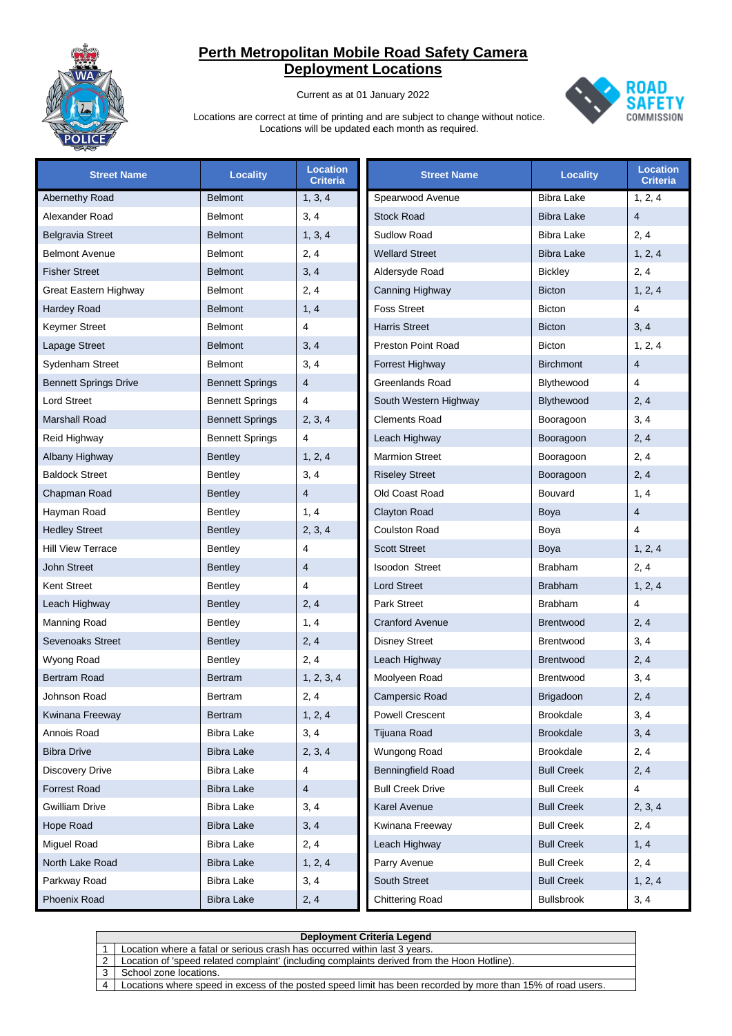# Perth Metropolitan Mobile Road Safety Camera Deployment Locations

Current as at 01 January 2022

Locations are correct at time of printing and are subject to change without notice. Locations will be updated each month as required.

| Street Name | Locality | Location Criteria |
|---|---|---|
| Abernethy Road | Belmont | 1, 3, 4 |
| Alexander Road | Belmont | 3, 4 |
| Belgravia Street | Belmont | 1, 3, 4 |
| Belmont Avenue | Belmont | 2, 4 |
| Fisher Street | Belmont | 3, 4 |
| Great Eastern Highway | Belmont | 2, 4 |
| Hardey Road | Belmont | 1, 4 |
| Keymer Street | Belmont | 4 |
| Lapage Street | Belmont | 3, 4 |
| Sydenham Street | Belmont | 3, 4 |
| Bennett Springs Drive | Bennett Springs | 4 |
| Lord Street | Bennett Springs | 4 |
| Marshall Road | Bennett Springs | 2, 3, 4 |
| Reid Highway | Bennett Springs | 4 |
| Albany Highway | Bentley | 1, 2, 4 |
| Baldock Street | Bentley | 3, 4 |
| Chapman Road | Bentley | 4 |
| Hayman Road | Bentley | 1, 4 |
| Hedley Street | Bentley | 2, 3, 4 |
| Hill View Terrace | Bentley | 4 |
| John Street | Bentley | 4 |
| Kent Street | Bentley | 4 |
| Leach Highway | Bentley | 2, 4 |
| Manning Road | Bentley | 1, 4 |
| Sevenoaks Street | Bentley | 2, 4 |
| Wyong Road | Bentley | 2, 4 |
| Bertram Road | Bertram | 1, 2, 3, 4 |
| Johnson Road | Bertram | 2, 4 |
| Kwinana Freeway | Bertram | 1, 2, 4 |
| Annois Road | Bibra Lake | 3, 4 |
| Bibra Drive | Bibra Lake | 2, 3, 4 |
| Discovery Drive | Bibra Lake | 4 |
| Forrest Road | Bibra Lake | 4 |
| Gwilliam Drive | Bibra Lake | 3, 4 |
| Hope Road | Bibra Lake | 3, 4 |
| Miguel Road | Bibra Lake | 2, 4 |
| North Lake Road | Bibra Lake | 1, 2, 4 |
| Parkway Road | Bibra Lake | 3, 4 |
| Phoenix Road | Bibra Lake | 2, 4 |
| Spearwood Avenue | Bibra Lake | 1, 2, 4 |
| Stock Road | Bibra Lake | 4 |
| Sudlow Road | Bibra Lake | 2, 4 |
| Wellard Street | Bibra Lake | 1, 2, 4 |
| Aldersyde Road | Bickley | 2, 4 |
| Canning Highway | Bicton | 1, 2, 4 |
| Foss Street | Bicton | 4 |
| Harris Street | Bicton | 3, 4 |
| Preston Point Road | Bicton | 1, 2, 4 |
| Forrest Highway | Birchmont | 4 |
| Greenlands Road | Blythewood | 4 |
| South Western Highway | Blythewood | 2, 4 |
| Clements Road | Booragoon | 3, 4 |
| Leach Highway | Booragoon | 2, 4 |
| Marmion Street | Booragoon | 2, 4 |
| Riseley Street | Booragoon | 2, 4 |
| Old Coast Road | Bouvard | 1, 4 |
| Clayton Road | Boya | 4 |
| Coulston Road | Boya | 4 |
| Scott Street | Boya | 1, 2, 4 |
| Isoodon Street | Brabham | 2, 4 |
| Lord Street | Brabham | 1, 2, 4 |
| Park Street | Brabham | 4 |
| Cranford Avenue | Brentwood | 2, 4 |
| Disney Street | Brentwood | 3, 4 |
| Leach Highway | Brentwood | 2, 4 |
| Moolyeen Road | Brentwood | 3, 4 |
| Campersic Road | Brigadoon | 2, 4 |
| Powell Crescent | Brookdale | 3, 4 |
| Tijuana Road | Brookdale | 3, 4 |
| Wungong Road | Brookdale | 2, 4 |
| Benningfield Road | Bull Creek | 2, 4 |
| Bull Creek Drive | Bull Creek | 4 |
| Karel Avenue | Bull Creek | 2, 3, 4 |
| Kwinana Freeway | Bull Creek | 2, 4 |
| Leach Highway | Bull Creek | 1, 4 |
| Parry Avenue | Bull Creek | 2, 4 |
| South Street | Bull Creek | 1, 2, 4 |
| Chittering Road | Bullsbrook | 3, 4 |

| Deployment Criteria Legend | |
|---|---|
| 1 | Location where a fatal or serious crash has occurred within last 3 years. |
| 2 | Location of 'speed related complaint' (including complaints derived from the Hoon Hotline). |
| 3 | School zone locations. |
| 4 | Locations where speed in excess of the posted speed limit has been recorded by more than 15% of road users. |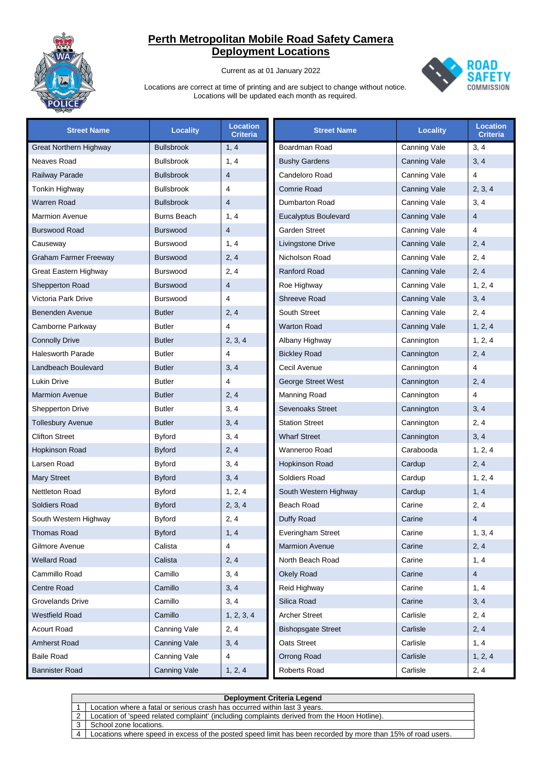# Perth Metropolitan Mobile Road Safety Camera Deployment Locations

Current as at 01 January 2022

Locations are correct at time of printing and are subject to change without notice.
Locations will be updated each month as required.

| Street Name | Locality | Location Criteria |
|---|---|---|
| Great Northern Highway | Bullsbrook | 1, 4 |
| Neaves Road | Bullsbrook | 1, 4 |
| Railway Parade | Bullsbrook | 4 |
| Tonkin Highway | Bullsbrook | 4 |
| Warren Road | Bullsbrook | 4 |
| Marmion Avenue | Burns Beach | 1, 4 |
| Burswood Road | Burswood | 4 |
| Causeway | Burswood | 1, 4 |
| Graham Farmer Freeway | Burswood | 2, 4 |
| Great Eastern Highway | Burswood | 2, 4 |
| Shepperton Road | Burswood | 4 |
| Victoria Park Drive | Burswood | 4 |
| Benenden Avenue | Butler | 2, 4 |
| Camborne Parkway | Butler | 4 |
| Connolly Drive | Butler | 2, 3, 4 |
| Halesworth Parade | Butler | 4 |
| Landbeach Boulevard | Butler | 3, 4 |
| Lukin Drive | Butler | 4 |
| Marmion Avenue | Butler | 2, 4 |
| Shepperton Drive | Butler | 3, 4 |
| Tollesbury Avenue | Butler | 3, 4 |
| Clifton Street | Byford | 3, 4 |
| Hopkinson Road | Byford | 2, 4 |
| Larsen Road | Byford | 3, 4 |
| Mary Street | Byford | 3, 4 |
| Nettleton Road | Byford | 1, 2, 4 |
| Soldiers Road | Byford | 2, 3, 4 |
| South Western Highway | Byford | 2, 4 |
| Thomas Road | Byford | 1, 4 |
| Gilmore Avenue | Calista | 4 |
| Wellard Road | Calista | 2, 4 |
| Cammillo Road | Camillo | 3, 4 |
| Centre Road | Camillo | 3, 4 |
| Grovelands Drive | Camillo | 3, 4 |
| Westfield Road | Camillo | 1, 2, 3, 4 |
| Acourt Road | Canning Vale | 2, 4 |
| Amherst Road | Canning Vale | 3, 4 |
| Baile Road | Canning Vale | 4 |
| Bannister Road | Canning Vale | 1, 2, 4 |
| Boardman Road | Canning Vale | 3, 4 |
| Bushy Gardens | Canning Vale | 3, 4 |
| Candeloro Road | Canning Vale | 4 |
| Comrie Road | Canning Vale | 2, 3, 4 |
| Dumbarton Road | Canning Vale | 3, 4 |
| Eucalyptus Boulevard | Canning Vale | 4 |
| Garden Street | Canning Vale | 4 |
| Livingstone Drive | Canning Vale | 2, 4 |
| Nicholson Road | Canning Vale | 2, 4 |
| Ranford Road | Canning Vale | 2, 4 |
| Roe Highway | Canning Vale | 1, 2, 4 |
| Shreeve Road | Canning Vale | 3, 4 |
| South Street | Canning Vale | 2, 4 |
| Warton Road | Canning Vale | 1, 2, 4 |
| Albany Highway | Cannington | 1, 2, 4 |
| Bickley Road | Cannington | 2, 4 |
| Cecil Avenue | Cannington | 4 |
| George Street West | Cannington | 2, 4 |
| Manning Road | Cannington | 4 |
| Sevenoaks Street | Cannington | 3, 4 |
| Station Street | Cannington | 2, 4 |
| Wharf Street | Cannington | 3, 4 |
| Wanneroo Road | Carabooda | 1, 2, 4 |
| Hopkinson Road | Cardup | 2, 4 |
| Soldiers Road | Cardup | 1, 2, 4 |
| South Western Highway | Cardup | 1, 4 |
| Beach Road | Carine | 2, 4 |
| Duffy Road | Carine | 4 |
| Everingham Street | Carine | 1, 3, 4 |
| Marmion Avenue | Carine | 2, 4 |
| North Beach Road | Carine | 1, 4 |
| Okely Road | Carine | 4 |
| Reid Highway | Carine | 1, 4 |
| Silica Road | Carine | 3, 4 |
| Archer Street | Carlisle | 2, 4 |
| Bishopsgate Street | Carlisle | 2, 4 |
| Oats Street | Carlisle | 1, 4 |
| Orrong Road | Carlisle | 1, 2, 4 |
| Roberts Road | Carlisle | 2, 4 |

| Deployment Criteria Legend | |
|---|---|
| 1 | Location where a fatal or serious crash has occurred within last 3 years. |
| 2 | Location of 'speed related complaint' (including complaints derived from the Hoon Hotline). |
| 3 | School zone locations. |
| 4 | Locations where speed in excess of the posted speed limit has been recorded by more than 15% of road users. |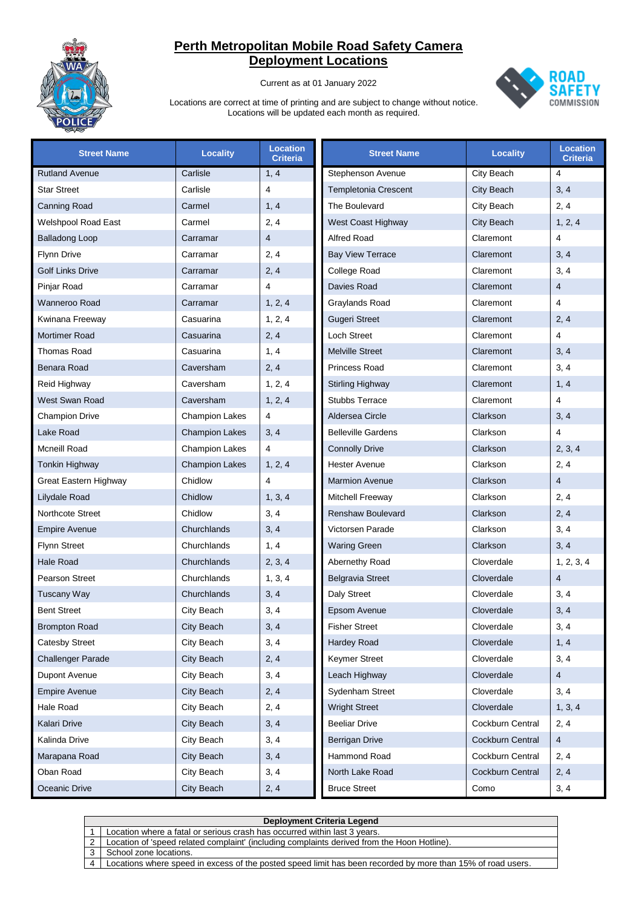# Perth Metropolitan Mobile Road Safety Camera Deployment Locations

Current as at 01 January 2022

Locations are correct at time of printing and are subject to change without notice. Locations will be updated each month as required.

| Street Name | Locality | Location Criteria |
|---|---|---|
| Rutland Avenue | Carlisle | 1, 4 |
| Star Street | Carlisle | 4 |
| Canning Road | Carmel | 1, 4 |
| Welshpool Road East | Carmel | 2, 4 |
| Balladong Loop | Carramar | 4 |
| Flynn Drive | Carramar | 2, 4 |
| Golf Links Drive | Carramar | 2, 4 |
| Pinjar Road | Carramar | 4 |
| Wanneroo Road | Carramar | 1, 2, 4 |
| Kwinana Freeway | Casuarina | 1, 2, 4 |
| Mortimer Road | Casuarina | 2, 4 |
| Thomas Road | Casuarina | 1, 4 |
| Benara Road | Caversham | 2, 4 |
| Reid Highway | Caversham | 1, 2, 4 |
| West Swan Road | Caversham | 1, 2, 4 |
| Champion Drive | Champion Lakes | 4 |
| Lake Road | Champion Lakes | 3, 4 |
| Mcneill Road | Champion Lakes | 4 |
| Tonkin Highway | Champion Lakes | 1, 2, 4 |
| Great Eastern Highway | Chidlow | 4 |
| Lilydale Road | Chidlow | 1, 3, 4 |
| Northcote Street | Chidlow | 3, 4 |
| Empire Avenue | Churchlands | 3, 4 |
| Flynn Street | Churchlands | 1, 4 |
| Hale Road | Churchlands | 2, 3, 4 |
| Pearson Street | Churchlands | 1, 3, 4 |
| Tuscany Way | Churchlands | 3, 4 |
| Bent Street | City Beach | 3, 4 |
| Brompton Road | City Beach | 3, 4 |
| Catesby Street | City Beach | 3, 4 |
| Challenger Parade | City Beach | 2, 4 |
| Dupont Avenue | City Beach | 3, 4 |
| Empire Avenue | City Beach | 2, 4 |
| Hale Road | City Beach | 2, 4 |
| Kalari Drive | City Beach | 3, 4 |
| Kalinda Drive | City Beach | 3, 4 |
| Marapana Road | City Beach | 3, 4 |
| Oban Road | City Beach | 3, 4 |
| Oceanic Drive | City Beach | 2, 4 |
| Stephenson Avenue | City Beach | 4 |
| Templetonia Crescent | City Beach | 3, 4 |
| The Boulevard | City Beach | 2, 4 |
| West Coast Highway | City Beach | 1, 2, 4 |
| Alfred Road | Claremont | 4 |
| Bay View Terrace | Claremont | 3, 4 |
| College Road | Claremont | 3, 4 |
| Davies Road | Claremont | 4 |
| Graylands Road | Claremont | 4 |
| Gugeri Street | Claremont | 2, 4 |
| Loch Street | Claremont | 4 |
| Melville Street | Claremont | 3, 4 |
| Princess Road | Claremont | 3, 4 |
| Stirling Highway | Claremont | 1, 4 |
| Stubbs Terrace | Claremont | 4 |
| Aldersea Circle | Clarkson | 3, 4 |
| Belleville Gardens | Clarkson | 4 |
| Connolly Drive | Clarkson | 2, 3, 4 |
| Hester Avenue | Clarkson | 2, 4 |
| Marmion Avenue | Clarkson | 4 |
| Mitchell Freeway | Clarkson | 2, 4 |
| Renshaw Boulevard | Clarkson | 2, 4 |
| Victorsen Parade | Clarkson | 3, 4 |
| Waring Green | Clarkson | 3, 4 |
| Abernethy Road | Cloverdale | 1, 2, 3, 4 |
| Belgravia Street | Cloverdale | 4 |
| Daly Street | Cloverdale | 3, 4 |
| Epsom Avenue | Cloverdale | 3, 4 |
| Fisher Street | Cloverdale | 3, 4 |
| Hardey Road | Cloverdale | 1, 4 |
| Keymer Street | Cloverdale | 3, 4 |
| Leach Highway | Cloverdale | 4 |
| Sydenham Street | Cloverdale | 3, 4 |
| Wright Street | Cloverdale | 1, 3, 4 |
| Beeliar Drive | Cockburn Central | 2, 4 |
| Berrigan Drive | Cockburn Central | 4 |
| Hammond Road | Cockburn Central | 2, 4 |
| North Lake Road | Cockburn Central | 2, 4 |
| Bruce Street | Como | 3, 4 |

| Deployment Criteria Legend | |
|---|---|
| 1 | Location where a fatal or serious crash has occurred within last 3 years. |
| 2 | Location of 'speed related complaint' (including complaints derived from the Hoon Hotline). |
| 3 | School zone locations. |
| 4 | Locations where speed in excess of the posted speed limit has been recorded by more than 15% of road users. |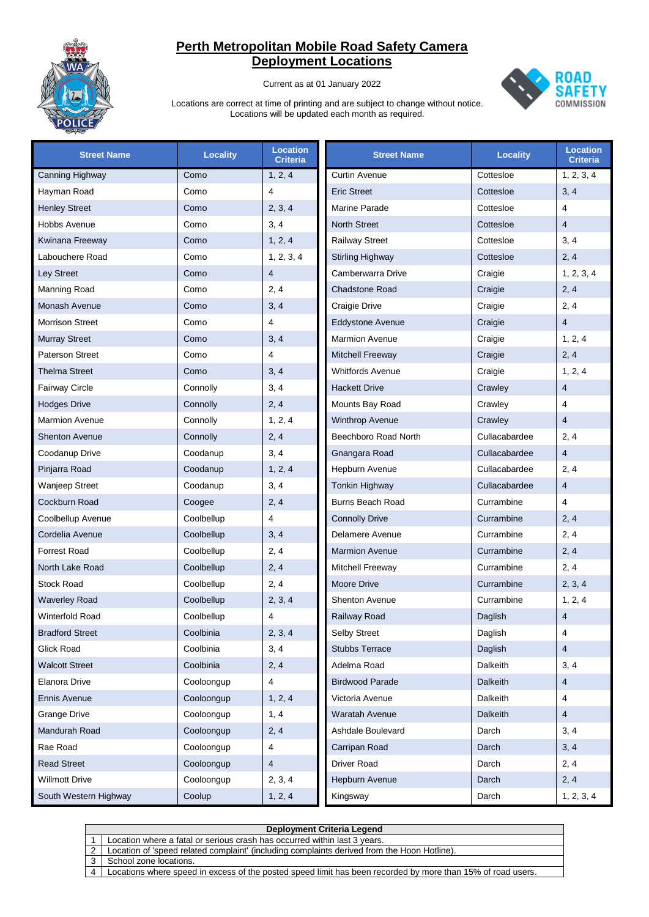# Perth Metropolitan Mobile Road Safety Camera Deployment Locations

Current as at 01 January 2022

Locations are correct at time of printing and are subject to change without notice.
Locations will be updated each month as required.

| Street Name | Locality | Location Criteria |
|---|---|---|
| Canning Highway | Como | 1, 2, 4 |
| Hayman Road | Como | 4 |
| Henley Street | Como | 2, 3, 4 |
| Hobbs Avenue | Como | 3, 4 |
| Kwinana Freeway | Como | 1, 2, 4 |
| Labouchere Road | Como | 1, 2, 3, 4 |
| Ley Street | Como | 4 |
| Manning Road | Como | 2, 4 |
| Monash Avenue | Como | 3, 4 |
| Morrison Street | Como | 4 |
| Murray Street | Como | 3, 4 |
| Paterson Street | Como | 4 |
| Thelma Street | Como | 3, 4 |
| Fairway Circle | Connolly | 3, 4 |
| Hodges Drive | Connolly | 2, 4 |
| Marmion Avenue | Connolly | 1, 2, 4 |
| Shenton Avenue | Connolly | 2, 4 |
| Coodanup Drive | Coodanup | 3, 4 |
| Pinjarra Road | Coodanup | 1, 2, 4 |
| Wanjeep Street | Coodanup | 3, 4 |
| Cockburn Road | Coogee | 2, 4 |
| Coolbellup Avenue | Coolbellup | 4 |
| Cordelia Avenue | Coolbellup | 3, 4 |
| Forrest Road | Coolbellup | 2, 4 |
| North Lake Road | Coolbellup | 2, 4 |
| Stock Road | Coolbellup | 2, 4 |
| Waverley Road | Coolbellup | 2, 3, 4 |
| Winterfold Road | Coolbellup | 4 |
| Bradford Street | Coolbinia | 2, 3, 4 |
| Glick Road | Coolbinia | 3, 4 |
| Walcott Street | Coolbinia | 2, 4 |
| Elanora Drive | Cooloongup | 4 |
| Ennis Avenue | Cooloongup | 1, 2, 4 |
| Grange Drive | Cooloongup | 1, 4 |
| Mandurah Road | Cooloongup | 2, 4 |
| Rae Road | Cooloongup | 4 |
| Read Street | Cooloongup | 4 |
| Willmott Drive | Cooloongup | 2, 3, 4 |
| South Western Highway | Coolup | 1, 2, 4 |
| Curtin Avenue | Cottesloe | 1, 2, 3, 4 |
| Eric Street | Cottesloe | 3, 4 |
| Marine Parade | Cottesloe | 4 |
| North Street | Cottesloe | 4 |
| Railway Street | Cottesloe | 3, 4 |
| Stirling Highway | Cottesloe | 2, 4 |
| Camberwarra Drive | Craigie | 1, 2, 3, 4 |
| Chadstone Road | Craigie | 2, 4 |
| Craigie Drive | Craigie | 2, 4 |
| Eddystone Avenue | Craigie | 4 |
| Marmion Avenue | Craigie | 1, 2, 4 |
| Mitchell Freeway | Craigie | 2, 4 |
| Whitfords Avenue | Craigie | 1, 2, 4 |
| Hackett Drive | Crawley | 4 |
| Mounts Bay Road | Crawley | 4 |
| Winthrop Avenue | Crawley | 4 |
| Beechboro Road North | Cullacabardee | 2, 4 |
| Gnangara Road | Cullacabardee | 4 |
| Hepburn Avenue | Cullacabardee | 2, 4 |
| Tonkin Highway | Cullacabardee | 4 |
| Burns Beach Road | Currambine | 4 |
| Connolly Drive | Currambine | 2, 4 |
| Delamere Avenue | Currambine | 2, 4 |
| Marmion Avenue | Currambine | 2, 4 |
| Mitchell Freeway | Currambine | 2, 4 |
| Moore Drive | Currambine | 2, 3, 4 |
| Shenton Avenue | Currambine | 1, 2, 4 |
| Railway Road | Daglish | 4 |
| Selby Street | Daglish | 4 |
| Stubbs Terrace | Daglish | 4 |
| Adelma Road | Dalkeith | 3, 4 |
| Birdwood Parade | Dalkeith | 4 |
| Victoria Avenue | Dalkeith | 4 |
| Waratah Avenue | Dalkeith | 4 |
| Ashdale Boulevard | Darch | 3, 4 |
| Carripan Road | Darch | 3, 4 |
| Driver Road | Darch | 2, 4 |
| Hepburn Avenue | Darch | 2, 4 |
| Kingsway | Darch | 1, 2, 3, 4 |

| Deployment Criteria Legend | |
|---|---|
| 1 | Location where a fatal or serious crash has occurred within last 3 years. |
| 2 | Location of 'speed related complaint' (including complaints derived from the Hoon Hotline). |
| 3 | School zone locations. |
| 4 | Locations where speed in excess of the posted speed limit has been recorded by more than 15% of road users. |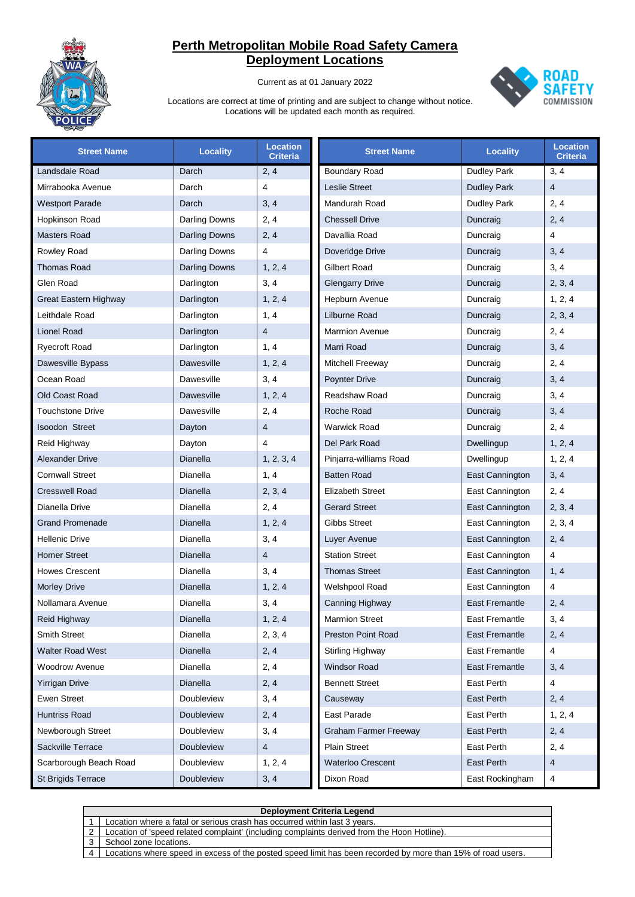# Perth Metropolitan Mobile Road Safety Camera Deployment Locations

Current as at 01 January 2022

Locations are correct at time of printing and are subject to change without notice.
Locations will be updated each month as required.

| Street Name | Locality | Location Criteria |
|---|---|---|
| Landsdale Road | Darch | 2, 4 |
| Mirrabooka Avenue | Darch | 4 |
| Westport Parade | Darch | 3, 4 |
| Hopkinson Road | Darling Downs | 2, 4 |
| Masters Road | Darling Downs | 2, 4 |
| Rowley Road | Darling Downs | 4 |
| Thomas Road | Darling Downs | 1, 2, 4 |
| Glen Road | Darlington | 3, 4 |
| Great Eastern Highway | Darlington | 1, 2, 4 |
| Leithdale Road | Darlington | 1, 4 |
| Lionel Road | Darlington | 4 |
| Ryecroft Road | Darlington | 1, 4 |
| Dawesville Bypass | Dawesville | 1, 2, 4 |
| Ocean Road | Dawesville | 3, 4 |
| Old Coast Road | Dawesville | 1, 2, 4 |
| Touchstone Drive | Dawesville | 2, 4 |
| Isoodon  Street | Dayton | 4 |
| Reid Highway | Dayton | 4 |
| Alexander Drive | Dianella | 1, 2, 3, 4 |
| Cornwall Street | Dianella | 1, 4 |
| Cresswell Road | Dianella | 2, 3, 4 |
| Dianella Drive | Dianella | 2, 4 |
| Grand Promenade | Dianella | 1, 2, 4 |
| Hellenic Drive | Dianella | 3, 4 |
| Homer Street | Dianella | 4 |
| Howes Crescent | Dianella | 3, 4 |
| Morley Drive | Dianella | 1, 2, 4 |
| Nollamara Avenue | Dianella | 3, 4 |
| Reid Highway | Dianella | 1, 2, 4 |
| Smith Street | Dianella | 2, 3, 4 |
| Walter Road West | Dianella | 2, 4 |
| Woodrow Avenue | Dianella | 2, 4 |
| Yirrigan Drive | Dianella | 2, 4 |
| Ewen Street | Doubleview | 3, 4 |
| Huntriss Road | Doubleview | 2, 4 |
| Newborough Street | Doubleview | 3, 4 |
| Sackville Terrace | Doubleview | 4 |
| Scarborough Beach Road | Doubleview | 1, 2, 4 |
| St Brigids Terrace | Doubleview | 3, 4 |
| Boundary Road | Dudley Park | 3, 4 |
| Leslie Street | Dudley Park | 4 |
| Mandurah Road | Dudley Park | 2, 4 |
| Chessell Drive | Duncraig | 2, 4 |
| Davallia Road | Duncraig | 4 |
| Doveridge Drive | Duncraig | 3, 4 |
| Gilbert Road | Duncraig | 3, 4 |
| Glengarry Drive | Duncraig | 2, 3, 4 |
| Hepburn Avenue | Duncraig | 1, 2, 4 |
| Lilburne Road | Duncraig | 2, 3, 4 |
| Marmion Avenue | Duncraig | 2, 4 |
| Marri Road | Duncraig | 3, 4 |
| Mitchell Freeway | Duncraig | 2, 4 |
| Poynter Drive | Duncraig | 3, 4 |
| Readshaw Road | Duncraig | 3, 4 |
| Roche Road | Duncraig | 3, 4 |
| Warwick Road | Duncraig | 2, 4 |
| Del Park Road | Dwellingup | 1, 2, 4 |
| Pinjarra-williams Road | Dwellingup | 1, 2, 4 |
| Batten Road | East Cannington | 3, 4 |
| Elizabeth Street | East Cannington | 2, 4 |
| Gerard Street | East Cannington | 2, 3, 4 |
| Gibbs Street | East Cannington | 2, 3, 4 |
| Luyer Avenue | East Cannington | 2, 4 |
| Station Street | East Cannington | 4 |
| Thomas Street | East Cannington | 1, 4 |
| Welshpool Road | East Cannington | 4 |
| Canning Highway | East Fremantle | 2, 4 |
| Marmion Street | East Fremantle | 3, 4 |
| Preston Point Road | East Fremantle | 2, 4 |
| Stirling Highway | East Fremantle | 4 |
| Windsor Road | East Fremantle | 3, 4 |
| Bennett Street | East Perth | 4 |
| Causeway | East Perth | 2, 4 |
| East Parade | East Perth | 1, 2, 4 |
| Graham Farmer Freeway | East Perth | 2, 4 |
| Plain Street | East Perth | 2, 4 |
| Waterloo Crescent | East Perth | 4 |
| Dixon Road | East Rockingham | 4 |

| Deployment Criteria Legend | |
|---|---|
| 1 | Location where a fatal or serious crash has occurred within last 3 years. |
| 2 | Location of 'speed related complaint' (including complaints derived from the Hoon Hotline). |
| 3 | School zone locations. |
| 4 | Locations where speed in excess of the posted speed limit has been recorded by more than 15% of road users. |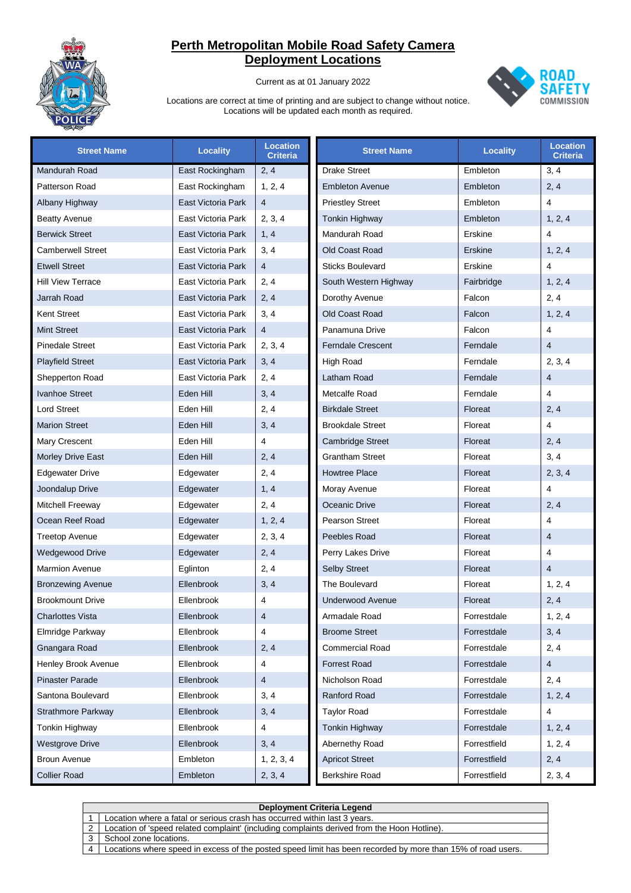# Perth Metropolitan Mobile Road Safety Camera Deployment Locations

Current as at 01 January 2022

Locations are correct at time of printing and are subject to change without notice.
Locations will be updated each month as required.

| Street Name | Locality | Location Criteria |
|---|---|---|
| Mandurah Road | East Rockingham | 2, 4 |
| Patterson Road | East Rockingham | 1, 2, 4 |
| Albany Highway | East Victoria Park | 4 |
| Beatty Avenue | East Victoria Park | 2, 3, 4 |
| Berwick Street | East Victoria Park | 1, 4 |
| Camberwell Street | East Victoria Park | 3, 4 |
| Etwell Street | East Victoria Park | 4 |
| Hill View Terrace | East Victoria Park | 2, 4 |
| Jarrah Road | East Victoria Park | 2, 4 |
| Kent Street | East Victoria Park | 3, 4 |
| Mint Street | East Victoria Park | 4 |
| Pinedale Street | East Victoria Park | 2, 3, 4 |
| Playfield Street | East Victoria Park | 3, 4 |
| Shepperton Road | East Victoria Park | 2, 4 |
| Ivanhoe Street | Eden Hill | 3, 4 |
| Lord Street | Eden Hill | 2, 4 |
| Marion Street | Eden Hill | 3, 4 |
| Mary Crescent | Eden Hill | 4 |
| Morley Drive East | Eden Hill | 2, 4 |
| Edgewater Drive | Edgewater | 2, 4 |
| Joondalup Drive | Edgewater | 1, 4 |
| Mitchell Freeway | Edgewater | 2, 4 |
| Ocean Reef Road | Edgewater | 1, 2, 4 |
| Treetop Avenue | Edgewater | 2, 3, 4 |
| Wedgewood Drive | Edgewater | 2, 4 |
| Marmion Avenue | Eglinton | 2, 4 |
| Bronzewing Avenue | Ellenbrook | 3, 4 |
| Brookmount Drive | Ellenbrook | 4 |
| Charlottes Vista | Ellenbrook | 4 |
| Elmridge Parkway | Ellenbrook | 4 |
| Gnangara Road | Ellenbrook | 2, 4 |
| Henley Brook Avenue | Ellenbrook | 4 |
| Pinaster Parade | Ellenbrook | 4 |
| Santona Boulevard | Ellenbrook | 3, 4 |
| Strathmore Parkway | Ellenbrook | 3, 4 |
| Tonkin Highway | Ellenbrook | 4 |
| Westgrove Drive | Ellenbrook | 3, 4 |
| Broun Avenue | Embleton | 1, 2, 3, 4 |
| Collier Road | Embleton | 2, 3, 4 |
| Drake Street | Embleton | 3, 4 |
| Embleton Avenue | Embleton | 2, 4 |
| Priestley Street | Embleton | 4 |
| Tonkin Highway | Embleton | 1, 2, 4 |
| Mandurah Road | Erskine | 4 |
| Old Coast Road | Erskine | 1, 2, 4 |
| Sticks Boulevard | Erskine | 4 |
| South Western Highway | Fairbridge | 1, 2, 4 |
| Dorothy Avenue | Falcon | 2, 4 |
| Old Coast Road | Falcon | 1, 2, 4 |
| Panamuna Drive | Falcon | 4 |
| Ferndale Crescent | Ferndale | 4 |
| High Road | Ferndale | 2, 3, 4 |
| Latham Road | Ferndale | 4 |
| Metcalfe Road | Ferndale | 4 |
| Birkdale Street | Floreat | 2, 4 |
| Brookdale Street | Floreat | 4 |
| Cambridge Street | Floreat | 2, 4 |
| Grantham Street | Floreat | 3, 4 |
| Howtree Place | Floreat | 2, 3, 4 |
| Moray Avenue | Floreat | 4 |
| Oceanic Drive | Floreat | 2, 4 |
| Pearson Street | Floreat | 4 |
| Peebles Road | Floreat | 4 |
| Perry Lakes Drive | Floreat | 4 |
| Selby Street | Floreat | 4 |
| The Boulevard | Floreat | 1, 2, 4 |
| Underwood Avenue | Floreat | 2, 4 |
| Armadale Road | Forrestdale | 1, 2, 4 |
| Broome Street | Forrestdale | 3, 4 |
| Commercial Road | Forrestdale | 2, 4 |
| Forrest Road | Forrestdale | 4 |
| Nicholson Road | Forrestdale | 2, 4 |
| Ranford Road | Forrestdale | 1, 2, 4 |
| Taylor Road | Forrestdale | 4 |
| Tonkin Highway | Forrestdale | 1, 2, 4 |
| Abernethy Road | Forrestfield | 1, 2, 4 |
| Apricot Street | Forrestfield | 2, 4 |
| Berkshire Road | Forrestfield | 2, 3, 4 |

| Deployment Criteria Legend | |
|---|---|
| 1 | Location where a fatal or serious crash has occurred within last 3 years. |
| 2 | Location of 'speed related complaint' (including complaints derived from the Hoon Hotline). |
| 3 | School zone locations. |
| 4 | Locations where speed in excess of the posted speed limit has been recorded by more than 15% of road users. |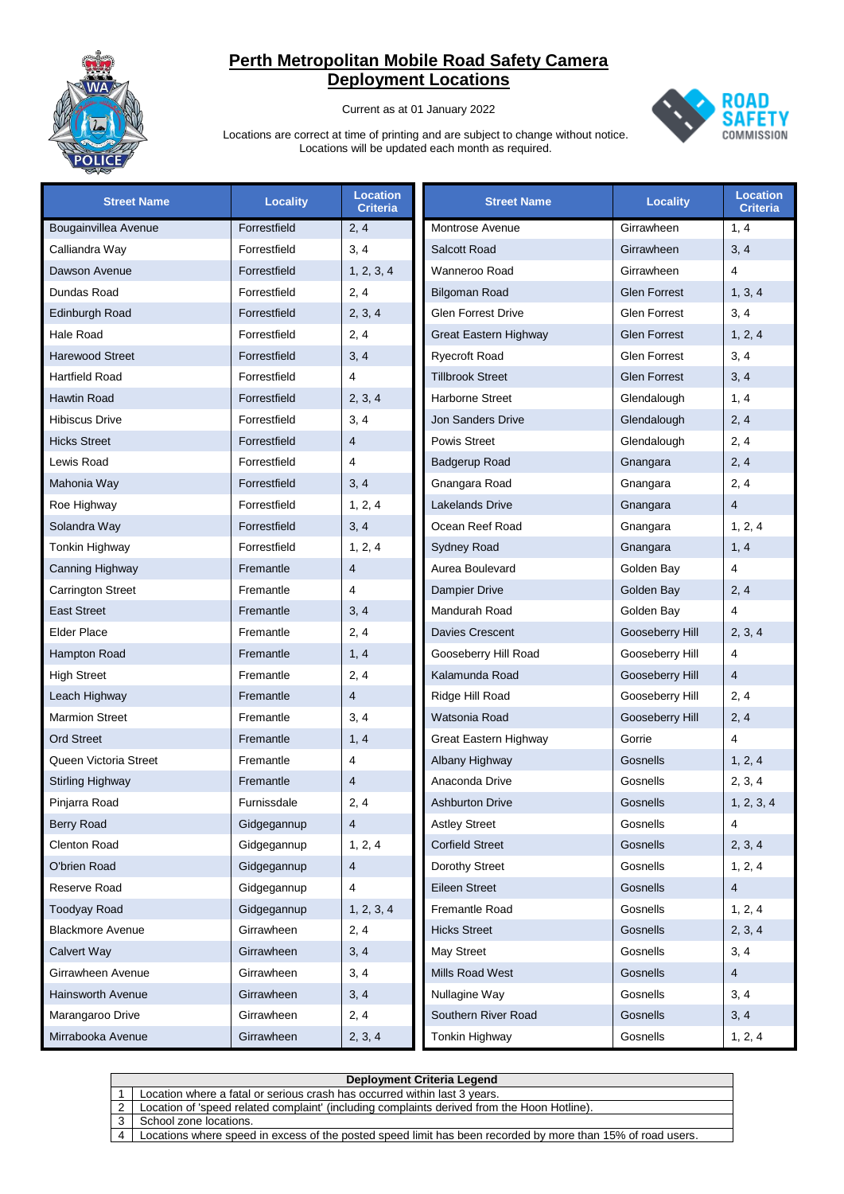# Perth Metropolitan Mobile Road Safety Camera Deployment Locations

Current as at 01 January 2022

Locations are correct at time of printing and are subject to change without notice.
Locations will be updated each month as required.

| Street Name | Locality | Location Criteria |
|---|---|---|
| Bougainvillea Avenue | Forrestfield | 2, 4 |
| Calliandra Way | Forrestfield | 3, 4 |
| Dawson Avenue | Forrestfield | 1, 2, 3, 4 |
| Dundas Road | Forrestfield | 2, 4 |
| Edinburgh Road | Forrestfield | 2, 3, 4 |
| Hale Road | Forrestfield | 2, 4 |
| Harewood Street | Forrestfield | 3, 4 |
| Hartfield Road | Forrestfield | 4 |
| Hawtin Road | Forrestfield | 2, 3, 4 |
| Hibiscus Drive | Forrestfield | 3, 4 |
| Hicks Street | Forrestfield | 4 |
| Lewis Road | Forrestfield | 4 |
| Mahonia Way | Forrestfield | 3, 4 |
| Roe Highway | Forrestfield | 1, 2, 4 |
| Solandra Way | Forrestfield | 3, 4 |
| Tonkin Highway | Forrestfield | 1, 2, 4 |
| Canning Highway | Fremantle | 4 |
| Carrington Street | Fremantle | 4 |
| East Street | Fremantle | 3, 4 |
| Elder Place | Fremantle | 2, 4 |
| Hampton Road | Fremantle | 1, 4 |
| High Street | Fremantle | 2, 4 |
| Leach Highway | Fremantle | 4 |
| Marmion Street | Fremantle | 3, 4 |
| Ord Street | Fremantle | 1, 4 |
| Queen Victoria Street | Fremantle | 4 |
| Stirling Highway | Fremantle | 4 |
| Pinjarra Road | Furnissdale | 2, 4 |
| Berry Road | Gidgegannup | 4 |
| Clenton Road | Gidgegannup | 1, 2, 4 |
| O'brien Road | Gidgegannup | 4 |
| Reserve Road | Gidgegannup | 4 |
| Toodyay Road | Gidgegannup | 1, 2, 3, 4 |
| Blackmore Avenue | Girrawheen | 2, 4 |
| Calvert Way | Girrawheen | 3, 4 |
| Girrawheen Avenue | Girrawheen | 3, 4 |
| Hainsworth Avenue | Girrawheen | 3, 4 |
| Marangaroo Drive | Girrawheen | 2, 4 |
| Mirrabooka Avenue | Girrawheen | 2, 3, 4 |
| Montrose Avenue | Girrawheen | 1, 4 |
| Salcott Road | Girrawheen | 3, 4 |
| Wanneroo Road | Girrawheen | 4 |
| Bilgoman Road | Glen Forrest | 1, 3, 4 |
| Glen Forrest Drive | Glen Forrest | 3, 4 |
| Great Eastern Highway | Glen Forrest | 1, 2, 4 |
| Ryecroft Road | Glen Forrest | 3, 4 |
| Tillbrook Street | Glen Forrest | 3, 4 |
| Harborne Street | Glendalough | 1, 4 |
| Jon Sanders Drive | Glendalough | 2, 4 |
| Powis Street | Glendalough | 2, 4 |
| Badgerup Road | Gnangara | 2, 4 |
| Gnangara Road | Gnangara | 2, 4 |
| Lakelands Drive | Gnangara | 4 |
| Ocean Reef Road | Gnangara | 1, 2, 4 |
| Sydney Road | Gnangara | 1, 4 |
| Aurea Boulevard | Golden Bay | 4 |
| Dampier Drive | Golden Bay | 2, 4 |
| Mandurah Road | Golden Bay | 4 |
| Davies Crescent | Gooseberry Hill | 2, 3, 4 |
| Gooseberry Hill Road | Gooseberry Hill | 4 |
| Kalamunda Road | Gooseberry Hill | 4 |
| Ridge Hill Road | Gooseberry Hill | 2, 4 |
| Watsonia Road | Gooseberry Hill | 2, 4 |
| Great Eastern Highway | Gorrie | 4 |
| Albany Highway | Gosnells | 1, 2, 4 |
| Anaconda Drive | Gosnells | 2, 3, 4 |
| Ashburton Drive | Gosnells | 1, 2, 3, 4 |
| Astley Street | Gosnells | 4 |
| Corfield Street | Gosnells | 2, 3, 4 |
| Dorothy Street | Gosnells | 1, 2, 4 |
| Eileen Street | Gosnells | 4 |
| Fremantle Road | Gosnells | 1, 2, 4 |
| Hicks Street | Gosnells | 2, 3, 4 |
| May Street | Gosnells | 3, 4 |
| Mills Road West | Gosnells | 4 |
| Nullagine Way | Gosnells | 3, 4 |
| Southern River Road | Gosnells | 3, 4 |
| Tonkin Highway | Gosnells | 1, 2, 4 |

| Deployment Criteria Legend | |
|---|---|
| 1 | Location where a fatal or serious crash has occurred within last 3 years. |
| 2 | Location of 'speed related complaint' (including complaints derived from the Hoon Hotline). |
| 3 | School zone locations. |
| 4 | Locations where speed in excess of the posted speed limit has been recorded by more than 15% of road users. |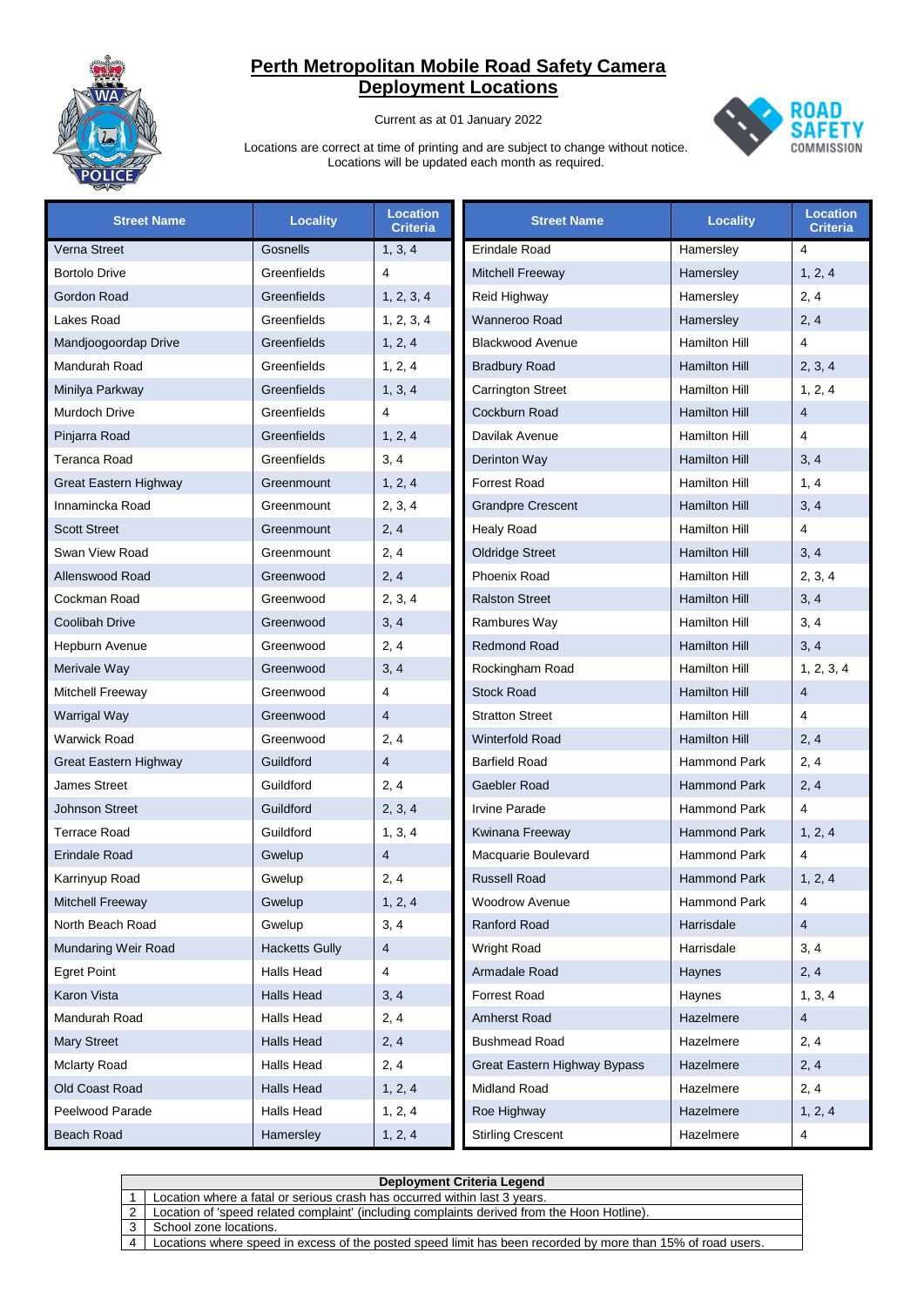# Perth Metropolitan Mobile Road Safety Camera Deployment Locations

Current as at 01 January 2022

Locations are correct at time of printing and are subject to change without notice.
Locations will be updated each month as required.

| Street Name | Locality | Location Criteria |
|---|---|---|
| Verna Street | Gosnells | 1, 3, 4 |
| Bortolo Drive | Greenfields | 4 |
| Gordon Road | Greenfields | 1, 2, 3, 4 |
| Lakes Road | Greenfields | 1, 2, 3, 4 |
| Mandjoogoordap Drive | Greenfields | 1, 2, 4 |
| Mandurah Road | Greenfields | 1, 2, 4 |
| Minilya Parkway | Greenfields | 1, 3, 4 |
| Murdoch Drive | Greenfields | 4 |
| Pinjarra Road | Greenfields | 1, 2, 4 |
| Teranca Road | Greenfields | 3, 4 |
| Great Eastern Highway | Greenmount | 1, 2, 4 |
| Innamincka Road | Greenmount | 2, 3, 4 |
| Scott Street | Greenmount | 2, 4 |
| Swan View Road | Greenmount | 2, 4 |
| Allenswood Road | Greenwood | 2, 4 |
| Cockman Road | Greenwood | 2, 3, 4 |
| Coolibah Drive | Greenwood | 3, 4 |
| Hepburn Avenue | Greenwood | 2, 4 |
| Merivale Way | Greenwood | 3, 4 |
| Mitchell Freeway | Greenwood | 4 |
| Warrigal Way | Greenwood | 4 |
| Warwick Road | Greenwood | 2, 4 |
| Great Eastern Highway | Guildford | 4 |
| James Street | Guildford | 2, 4 |
| Johnson Street | Guildford | 2, 3, 4 |
| Terrace Road | Guildford | 1, 3, 4 |
| Erindale Road | Gwelup | 4 |
| Karrinyup Road | Gwelup | 2, 4 |
| Mitchell Freeway | Gwelup | 1, 2, 4 |
| North Beach Road | Gwelup | 3, 4 |
| Mundaring Weir Road | Hacketts Gully | 4 |
| Egret Point | Halls Head | 4 |
| Karon Vista | Halls Head | 3, 4 |
| Mandurah Road | Halls Head | 2, 4 |
| Mary Street | Halls Head | 2, 4 |
| Mclarty Road | Halls Head | 2, 4 |
| Old Coast Road | Halls Head | 1, 2, 4 |
| Peelwood Parade | Halls Head | 1, 2, 4 |
| Beach Road | Hamersley | 1, 2, 4 |
| Erindale Road | Hamersley | 4 |
| Mitchell Freeway | Hamersley | 1, 2, 4 |
| Reid Highway | Hamersley | 2, 4 |
| Wanneroo Road | Hamersley | 2, 4 |
| Blackwood Avenue | Hamilton Hill | 4 |
| Bradbury Road | Hamilton Hill | 2, 3, 4 |
| Carrington Street | Hamilton Hill | 1, 2, 4 |
| Cockburn Road | Hamilton Hill | 4 |
| Davilak Avenue | Hamilton Hill | 4 |
| Derinton Way | Hamilton Hill | 3, 4 |
| Forrest Road | Hamilton Hill | 1, 4 |
| Grandpre Crescent | Hamilton Hill | 3, 4 |
| Healy Road | Hamilton Hill | 4 |
| Oldridge Street | Hamilton Hill | 3, 4 |
| Phoenix Road | Hamilton Hill | 2, 3, 4 |
| Ralston Street | Hamilton Hill | 3, 4 |
| Rambures Way | Hamilton Hill | 3, 4 |
| Redmond Road | Hamilton Hill | 3, 4 |
| Rockingham Road | Hamilton Hill | 1, 2, 3, 4 |
| Stock Road | Hamilton Hill | 4 |
| Stratton Street | Hamilton Hill | 4 |
| Winterfold Road | Hamilton Hill | 2, 4 |
| Barfield Road | Hammond Park | 2, 4 |
| Gaebler Road | Hammond Park | 2, 4 |
| Irvine Parade | Hammond Park | 4 |
| Kwinana Freeway | Hammond Park | 1, 2, 4 |
| Macquarie Boulevard | Hammond Park | 4 |
| Russell Road | Hammond Park | 1, 2, 4 |
| Woodrow Avenue | Hammond Park | 4 |
| Ranford Road | Harrisdale | 4 |
| Wright Road | Harrisdale | 3, 4 |
| Armadale Road | Haynes | 2, 4 |
| Forrest Road | Haynes | 1, 3, 4 |
| Amherst Road | Hazelmere | 4 |
| Bushmead Road | Hazelmere | 2, 4 |
| Great Eastern Highway Bypass | Hazelmere | 2, 4 |
| Midland Road | Hazelmere | 2, 4 |
| Roe Highway | Hazelmere | 1, 2, 4 |
| Stirling Crescent | Hazelmere | 4 |

| Deployment Criteria Legend | |
|---|---|
| 1 | Location where a fatal or serious crash has occurred within last 3 years. |
| 2 | Location of 'speed related complaint' (including complaints derived from the Hoon Hotline). |
| 3 | School zone locations. |
| 4 | Locations where speed in excess of the posted speed limit has been recorded by more than 15% of road users. |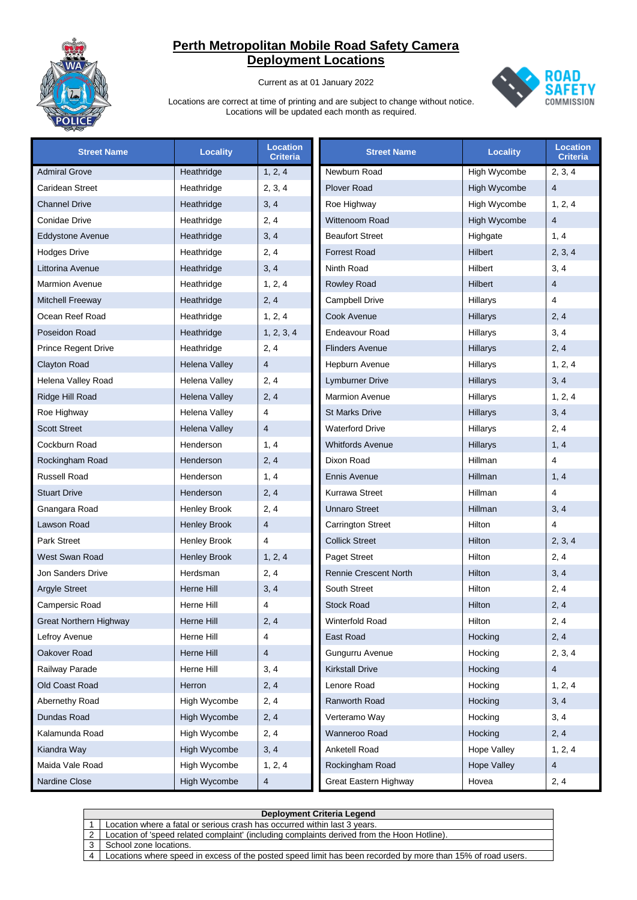# Perth Metropolitan Mobile Road Safety Camera Deployment Locations

Current as at 01 January 2022

Locations are correct at time of printing and are subject to change without notice. Locations will be updated each month as required.

| Street Name | Locality | Location Criteria |
|---|---|---|
| Admiral Grove | Heathridge | 1, 2, 4 |
| Caridean Street | Heathridge | 2, 3, 4 |
| Channel Drive | Heathridge | 3, 4 |
| Conidae Drive | Heathridge | 2, 4 |
| Eddystone Avenue | Heathridge | 3, 4 |
| Hodges Drive | Heathridge | 2, 4 |
| Littorina Avenue | Heathridge | 3, 4 |
| Marmion Avenue | Heathridge | 1, 2, 4 |
| Mitchell Freeway | Heathridge | 2, 4 |
| Ocean Reef Road | Heathridge | 1, 2, 4 |
| Poseidon Road | Heathridge | 1, 2, 3, 4 |
| Prince Regent Drive | Heathridge | 2, 4 |
| Clayton Road | Helena Valley | 4 |
| Helena Valley Road | Helena Valley | 2, 4 |
| Ridge Hill Road | Helena Valley | 2, 4 |
| Roe Highway | Helena Valley | 4 |
| Scott Street | Helena Valley | 4 |
| Cockburn Road | Henderson | 1, 4 |
| Rockingham Road | Henderson | 2, 4 |
| Russell Road | Henderson | 1, 4 |
| Stuart Drive | Henderson | 2, 4 |
| Gnangara Road | Henley Brook | 2, 4 |
| Lawson Road | Henley Brook | 4 |
| Park Street | Henley Brook | 4 |
| West Swan Road | Henley Brook | 1, 2, 4 |
| Jon Sanders Drive | Herdsman | 2, 4 |
| Argyle Street | Herne Hill | 3, 4 |
| Campersic Road | Herne Hill | 4 |
| Great Northern Highway | Herne Hill | 2, 4 |
| Lefroy Avenue | Herne Hill | 4 |
| Oakover Road | Herne Hill | 4 |
| Railway Parade | Herne Hill | 3, 4 |
| Old Coast Road | Herron | 2, 4 |
| Abernethy Road | High Wycombe | 2, 4 |
| Dundas Road | High Wycombe | 2, 4 |
| Kalamunda Road | High Wycombe | 2, 4 |
| Kiandra Way | High Wycombe | 3, 4 |
| Maida Vale Road | High Wycombe | 1, 2, 4 |
| Nardine Close | High Wycombe | 4 |
| Newburn Road | High Wycombe | 2, 3, 4 |
| Plover Road | High Wycombe | 4 |
| Roe Highway | High Wycombe | 1, 2, 4 |
| Wittenoom Road | High Wycombe | 4 |
| Beaufort Street | Highgate | 1, 4 |
| Forrest Road | Hilbert | 2, 3, 4 |
| Ninth Road | Hilbert | 3, 4 |
| Rowley Road | Hilbert | 4 |
| Campbell Drive | Hillarys | 4 |
| Cook Avenue | Hillarys | 2, 4 |
| Endeavour Road | Hillarys | 3, 4 |
| Flinders Avenue | Hillarys | 2, 4 |
| Hepburn Avenue | Hillarys | 1, 2, 4 |
| Lymburner Drive | Hillarys | 3, 4 |
| Marmion Avenue | Hillarys | 1, 2, 4 |
| St Marks Drive | Hillarys | 3, 4 |
| Waterford Drive | Hillarys | 2, 4 |
| Whitfords Avenue | Hillarys | 1, 4 |
| Dixon Road | Hillman | 4 |
| Ennis Avenue | Hillman | 1, 4 |
| Kurrawa Street | Hillman | 4 |
| Unnaro Street | Hillman | 3, 4 |
| Carrington Street | Hilton | 4 |
| Collick Street | Hilton | 2, 3, 4 |
| Paget Street | Hilton | 2, 4 |
| Rennie Crescent North | Hilton | 3, 4 |
| South Street | Hilton | 2, 4 |
| Stock Road | Hilton | 2, 4 |
| Winterfold Road | Hilton | 2, 4 |
| East Road | Hocking | 2, 4 |
| Gungurru Avenue | Hocking | 2, 3, 4 |
| Kirkstall Drive | Hocking | 4 |
| Lenore Road | Hocking | 1, 2, 4 |
| Ranworth Road | Hocking | 3, 4 |
| Verteramo Way | Hocking | 3, 4 |
| Wanneroo Road | Hocking | 2, 4 |
| Anketell Road | Hope Valley | 1, 2, 4 |
| Rockingham Road | Hope Valley | 4 |
| Great Eastern Highway | Hovea | 2, 4 |

| Deployment Criteria Legend | |
|---|---|
| 1 | Location where a fatal or serious crash has occurred within last 3 years. |
| 2 | Location of 'speed related complaint' (including complaints derived from the Hoon Hotline). |
| 3 | School zone locations. |
| 4 | Locations where speed in excess of the posted speed limit has been recorded by more than 15% of road users. |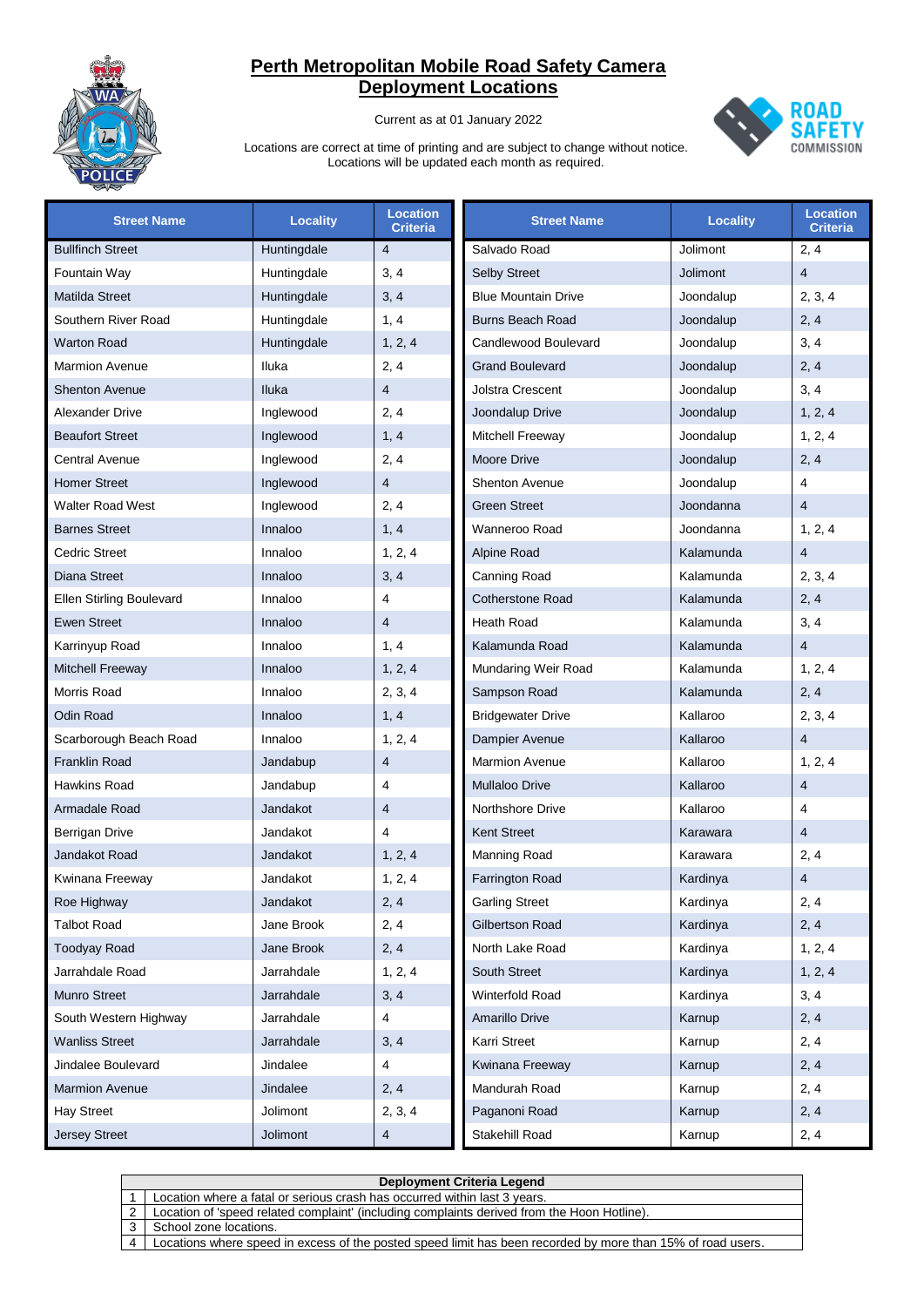# Perth Metropolitan Mobile Road Safety Camera Deployment Locations

Current as at 01 January 2022

Locations are correct at time of printing and are subject to change without notice.
Locations will be updated each month as required.

| Street Name | Locality | Location Criteria |
|---|---|---|
| Bullfinch Street | Huntingdale | 4 |
| Fountain Way | Huntingdale | 3, 4 |
| Matilda Street | Huntingdale | 3, 4 |
| Southern River Road | Huntingdale | 1, 4 |
| Warton Road | Huntingdale | 1, 2, 4 |
| Marmion Avenue | Iluka | 2, 4 |
| Shenton Avenue | Iluka | 4 |
| Alexander Drive | Inglewood | 2, 4 |
| Beaufort Street | Inglewood | 1, 4 |
| Central Avenue | Inglewood | 2, 4 |
| Homer Street | Inglewood | 4 |
| Walter Road West | Inglewood | 2, 4 |
| Barnes Street | Innaloo | 1, 4 |
| Cedric Street | Innaloo | 1, 2, 4 |
| Diana Street | Innaloo | 3, 4 |
| Ellen Stirling Boulevard | Innaloo | 4 |
| Ewen Street | Innaloo | 4 |
| Karrinyup Road | Innaloo | 1, 4 |
| Mitchell Freeway | Innaloo | 1, 2, 4 |
| Morris Road | Innaloo | 2, 3, 4 |
| Odin Road | Innaloo | 1, 4 |
| Scarborough Beach Road | Innaloo | 1, 2, 4 |
| Franklin Road | Jandabup | 4 |
| Hawkins Road | Jandabup | 4 |
| Armadale Road | Jandakot | 4 |
| Berrigan Drive | Jandakot | 4 |
| Jandakot Road | Jandakot | 1, 2, 4 |
| Kwinana Freeway | Jandakot | 1, 2, 4 |
| Roe Highway | Jandakot | 2, 4 |
| Talbot Road | Jane Brook | 2, 4 |
| Toodyay Road | Jane Brook | 2, 4 |
| Jarrahdale Road | Jarrahdale | 1, 2, 4 |
| Munro Street | Jarrahdale | 3, 4 |
| South Western Highway | Jarrahdale | 4 |
| Wanliss Street | Jarrahdale | 3, 4 |
| Jindalee Boulevard | Jindalee | 4 |
| Marmion Avenue | Jindalee | 2, 4 |
| Hay Street | Jolimont | 2, 3, 4 |
| Jersey Street | Jolimont | 4 |
| Salvado Road | Jolimont | 2, 4 |
| Selby Street | Jolimont | 4 |
| Blue Mountain Drive | Joondalup | 2, 3, 4 |
| Burns Beach Road | Joondalup | 2, 4 |
| Candlewood Boulevard | Joondalup | 3, 4 |
| Grand Boulevard | Joondalup | 2, 4 |
| Jolstra Crescent | Joondalup | 3, 4 |
| Joondalup Drive | Joondalup | 1, 2, 4 |
| Mitchell Freeway | Joondalup | 1, 2, 4 |
| Moore Drive | Joondalup | 2, 4 |
| Shenton Avenue | Joondalup | 4 |
| Green Street | Joondanna | 4 |
| Wanneroo Road | Joondanna | 1, 2, 4 |
| Alpine Road | Kalamunda | 4 |
| Canning Road | Kalamunda | 2, 3, 4 |
| Cotherstone Road | Kalamunda | 2, 4 |
| Heath Road | Kalamunda | 3, 4 |
| Kalamunda Road | Kalamunda | 4 |
| Mundaring Weir Road | Kalamunda | 1, 2, 4 |
| Sampson Road | Kalamunda | 2, 4 |
| Bridgewater Drive | Kallaroo | 2, 3, 4 |
| Dampier Avenue | Kallaroo | 4 |
| Marmion Avenue | Kallaroo | 1, 2, 4 |
| Mullaloo Drive | Kallaroo | 4 |
| Northshore Drive | Kallaroo | 4 |
| Kent Street | Karawara | 4 |
| Manning Road | Karawara | 2, 4 |
| Farrington Road | Kardinya | 4 |
| Garling Street | Kardinya | 2, 4 |
| Gilbertson Road | Kardinya | 2, 4 |
| North Lake Road | Kardinya | 1, 2, 4 |
| South Street | Kardinya | 1, 2, 4 |
| Winterfold Road | Kardinya | 3, 4 |
| Amarillo Drive | Karnup | 2, 4 |
| Karri Street | Karnup | 2, 4 |
| Kwinana Freeway | Karnup | 2, 4 |
| Mandurah Road | Karnup | 2, 4 |
| Paganoni Road | Karnup | 2, 4 |
| Stakehill Road | Karnup | 2, 4 |

| Deployment Criteria Legend | |
|---|---|
| 1 | Location where a fatal or serious crash has occurred within last 3 years. |
| 2 | Location of 'speed related complaint' (including complaints derived from the Hoon Hotline). |
| 3 | School zone locations. |
| 4 | Locations where speed in excess of the posted speed limit has been recorded by more than 15% of road users. |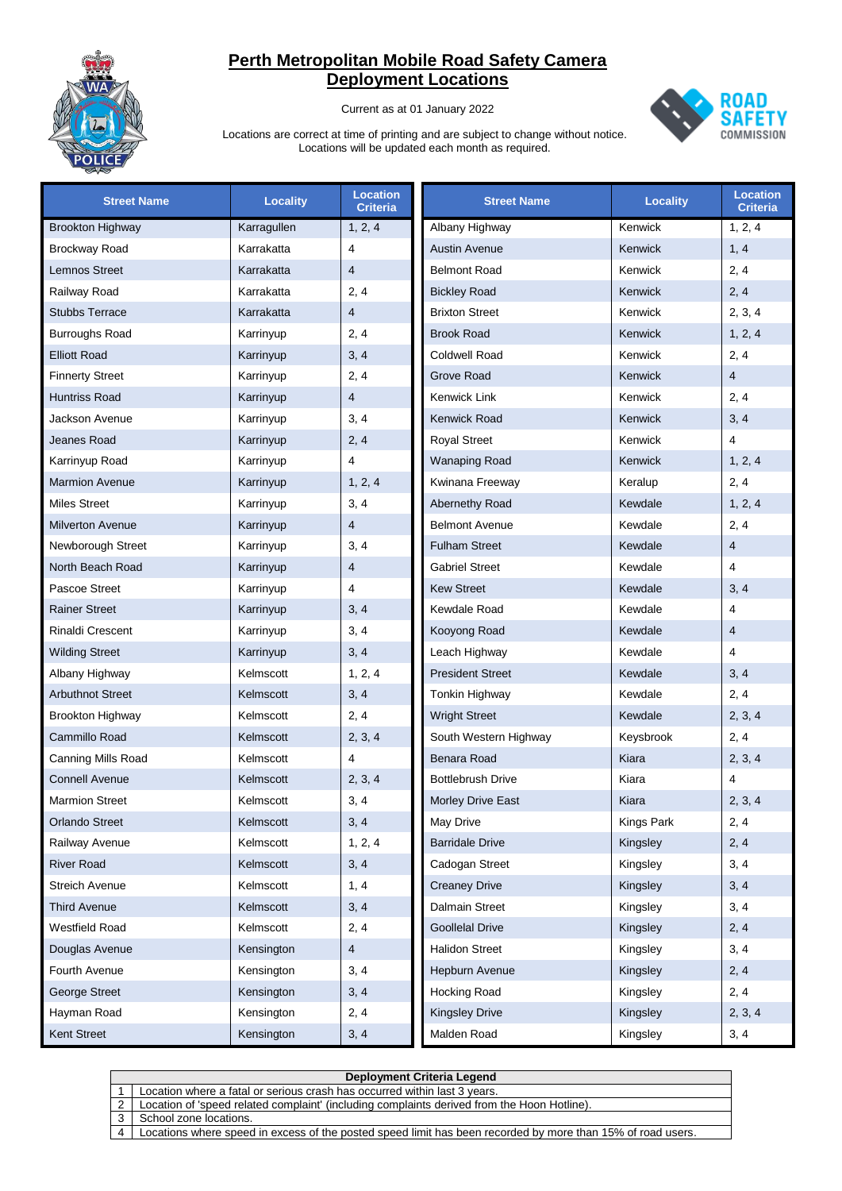# Perth Metropolitan Mobile Road Safety Camera Deployment Locations

Current as at 01 January 2022

Locations are correct at time of printing and are subject to change without notice.
Locations will be updated each month as required.

| Street Name | Locality | Location Criteria |
|---|---|---|
| Brookton Highway | Karragullen | 1, 2, 4 |
| Brockway Road | Karrakatta | 4 |
| Lemnos Street | Karrakatta | 4 |
| Railway Road | Karrakatta | 2, 4 |
| Stubbs Terrace | Karrakatta | 4 |
| Burroughs Road | Karrinyup | 2, 4 |
| Elliott Road | Karrinyup | 3, 4 |
| Finnerty Street | Karrinyup | 2, 4 |
| Huntriss Road | Karrinyup | 4 |
| Jackson Avenue | Karrinyup | 3, 4 |
| Jeanes Road | Karrinyup | 2, 4 |
| Karrinyup Road | Karrinyup | 4 |
| Marmion Avenue | Karrinyup | 1, 2, 4 |
| Miles Street | Karrinyup | 3, 4 |
| Milverton Avenue | Karrinyup | 4 |
| Newborough Street | Karrinyup | 3, 4 |
| North Beach Road | Karrinyup | 4 |
| Pascoe Street | Karrinyup | 4 |
| Rainer Street | Karrinyup | 3, 4 |
| Rinaldi Crescent | Karrinyup | 3, 4 |
| Wilding Street | Karrinyup | 3, 4 |
| Albany Highway | Kelmscott | 1, 2, 4 |
| Arbuthnot Street | Kelmscott | 3, 4 |
| Brookton Highway | Kelmscott | 2, 4 |
| Cammillo Road | Kelmscott | 2, 3, 4 |
| Canning Mills Road | Kelmscott | 4 |
| Connell Avenue | Kelmscott | 2, 3, 4 |
| Marmion Street | Kelmscott | 3, 4 |
| Orlando Street | Kelmscott | 3, 4 |
| Railway Avenue | Kelmscott | 1, 2, 4 |
| River Road | Kelmscott | 3, 4 |
| Streich Avenue | Kelmscott | 1, 4 |
| Third Avenue | Kelmscott | 3, 4 |
| Westfield Road | Kelmscott | 2, 4 |
| Douglas Avenue | Kensington | 4 |
| Fourth Avenue | Kensington | 3, 4 |
| George Street | Kensington | 3, 4 |
| Hayman Road | Kensington | 2, 4 |
| Kent Street | Kensington | 3, 4 |
| Albany Highway | Kenwick | 1, 2, 4 |
| Austin Avenue | Kenwick | 1, 4 |
| Belmont Road | Kenwick | 2, 4 |
| Bickley Road | Kenwick | 2, 4 |
| Brixton Street | Kenwick | 2, 3, 4 |
| Brook Road | Kenwick | 1, 2, 4 |
| Coldwell Road | Kenwick | 2, 4 |
| Grove Road | Kenwick | 4 |
| Kenwick Link | Kenwick | 2, 4 |
| Kenwick Road | Kenwick | 3, 4 |
| Royal Street | Kenwick | 4 |
| Wanaping Road | Kenwick | 1, 2, 4 |
| Kwinana Freeway | Keralup | 2, 4 |
| Abernethy Road | Kewdale | 1, 2, 4 |
| Belmont Avenue | Kewdale | 2, 4 |
| Fulham Street | Kewdale | 4 |
| Gabriel Street | Kewdale | 4 |
| Kew Street | Kewdale | 3, 4 |
| Kewdale Road | Kewdale | 4 |
| Kooyong Road | Kewdale | 4 |
| Leach Highway | Kewdale | 4 |
| President Street | Kewdale | 3, 4 |
| Tonkin Highway | Kewdale | 2, 4 |
| Wright Street | Kewdale | 2, 3, 4 |
| South Western Highway | Keysbrook | 2, 4 |
| Benara Road | Kiara | 2, 3, 4 |
| Bottlebrush Drive | Kiara | 4 |
| Morley Drive East | Kiara | 2, 3, 4 |
| May Drive | Kings Park | 2, 4 |
| Barridale Drive | Kingsley | 2, 4 |
| Cadogan Street | Kingsley | 3, 4 |
| Creaney Drive | Kingsley | 3, 4 |
| Dalmain Street | Kingsley | 3, 4 |
| Goollelal Drive | Kingsley | 2, 4 |
| Halidon Street | Kingsley | 3, 4 |
| Hepburn Avenue | Kingsley | 2, 4 |
| Hocking Road | Kingsley | 2, 4 |
| Kingsley Drive | Kingsley | 2, 3, 4 |
| Malden Road | Kingsley | 3, 4 |

| Deployment Criteria Legend | |
|---|---|
| 1 | Location where a fatal or serious crash has occurred within last 3 years. |
| 2 | Location of 'speed related complaint' (including complaints derived from the Hoon Hotline). |
| 3 | School zone locations. |
| 4 | Locations where speed in excess of the posted speed limit has been recorded by more than 15% of road users. |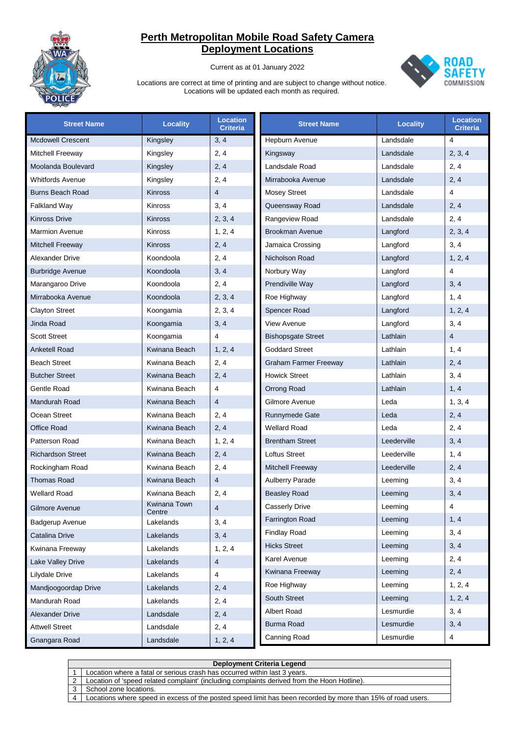# Perth Metropolitan Mobile Road Safety Camera Deployment Locations

Current as at 01 January 2022

Locations are correct at time of printing and are subject to change without notice.
Locations will be updated each month as required.

| Street Name | Locality | Location Criteria |
|---|---|---|
| Mcdowell Crescent | Kingsley | 3, 4 |
| Mitchell Freeway | Kingsley | 2, 4 |
| Moolanda Boulevard | Kingsley | 2, 4 |
| Whitfords Avenue | Kingsley | 2, 4 |
| Burns Beach Road | Kinross | 4 |
| Falkland Way | Kinross | 3, 4 |
| Kinross Drive | Kinross | 2, 3, 4 |
| Marmion Avenue | Kinross | 1, 2, 4 |
| Mitchell Freeway | Kinross | 2, 4 |
| Alexander Drive | Koondoola | 2, 4 |
| Burbridge Avenue | Koondoola | 3, 4 |
| Marangaroo Drive | Koondoola | 2, 4 |
| Mirrabooka Avenue | Koondoola | 2, 3, 4 |
| Clayton Street | Koongamia | 2, 3, 4 |
| Jinda Road | Koongamia | 3, 4 |
| Scott Street | Koongamia | 4 |
| Anketell Road | Kwinana Beach | 1, 2, 4 |
| Beach Street | Kwinana Beach | 2, 4 |
| Butcher Street | Kwinana Beach | 2, 4 |
| Gentle Road | Kwinana Beach | 4 |
| Mandurah Road | Kwinana Beach | 4 |
| Ocean Street | Kwinana Beach | 2, 4 |
| Office Road | Kwinana Beach | 2, 4 |
| Patterson Road | Kwinana Beach | 1, 2, 4 |
| Richardson Street | Kwinana Beach | 2, 4 |
| Rockingham Road | Kwinana Beach | 2, 4 |
| Thomas Road | Kwinana Beach | 4 |
| Wellard Road | Kwinana Beach | 2, 4 |
| Gilmore Avenue | Kwinana Town Centre | 4 |
| Badgerup Avenue | Lakelands | 3, 4 |
| Catalina Drive | Lakelands | 3, 4 |
| Kwinana Freeway | Lakelands | 1, 2, 4 |
| Lake Valley Drive | Lakelands | 4 |
| Lilydale Drive | Lakelands | 4 |
| Mandjoogoordap Drive | Lakelands | 2, 4 |
| Mandurah Road | Lakelands | 2, 4 |
| Alexander Drive | Landsdale | 2, 4 |
| Attwell Street | Landsdale | 2, 4 |
| Gnangara Road | Landsdale | 1, 2, 4 |
| Hepburn Avenue | Landsdale | 4 |
| Kingsway | Landsdale | 2, 3, 4 |
| Landsdale Road | Landsdale | 2, 4 |
| Mirrabooka Avenue | Landsdale | 2, 4 |
| Mosey Street | Landsdale | 4 |
| Queensway Road | Landsdale | 2, 4 |
| Rangeview Road | Landsdale | 2, 4 |
| Brookman Avenue | Langford | 2, 3, 4 |
| Jamaica Crossing | Langford | 3, 4 |
| Nicholson Road | Langford | 1, 2, 4 |
| Norbury Way | Langford | 4 |
| Prendiville Way | Langford | 3, 4 |
| Roe Highway | Langford | 1, 4 |
| Spencer Road | Langford | 1, 2, 4 |
| View Avenue | Langford | 3, 4 |
| Bishopsgate Street | Lathlain | 4 |
| Goddard Street | Lathlain | 1, 4 |
| Graham Farmer Freeway | Lathlain | 2, 4 |
| Howick Street | Lathlain | 3, 4 |
| Orrong Road | Lathlain | 1, 4 |
| Gilmore Avenue | Leda | 1, 3, 4 |
| Runnymede Gate | Leda | 2, 4 |
| Wellard Road | Leda | 2, 4 |
| Brentham Street | Leederville | 3, 4 |
| Loftus Street | Leederville | 1, 4 |
| Mitchell Freeway | Leederville | 2, 4 |
| Aulberry Parade | Leeming | 3, 4 |
| Beasley Road | Leeming | 3, 4 |
| Casserly Drive | Leeming | 4 |
| Farrington Road | Leeming | 1, 4 |
| Findlay Road | Leeming | 3, 4 |
| Hicks Street | Leeming | 3, 4 |
| Karel Avenue | Leeming | 2, 4 |
| Kwinana Freeway | Leeming | 2, 4 |
| Roe Highway | Leeming | 1, 2, 4 |
| South Street | Leeming | 1, 2, 4 |
| Albert Road | Lesmurdie | 3, 4 |
| Burma Road | Lesmurdie | 3, 4 |
| Canning Road | Lesmurdie | 4 |

| Deployment Criteria Legend | |
|---|---|
| 1 | Location where a fatal or serious crash has occurred within last 3 years. |
| 2 | Location of 'speed related complaint' (including complaints derived from the Hoon Hotline). |
| 3 | School zone locations. |
| 4 | Locations where speed in excess of the posted speed limit has been recorded by more than 15% of road users. |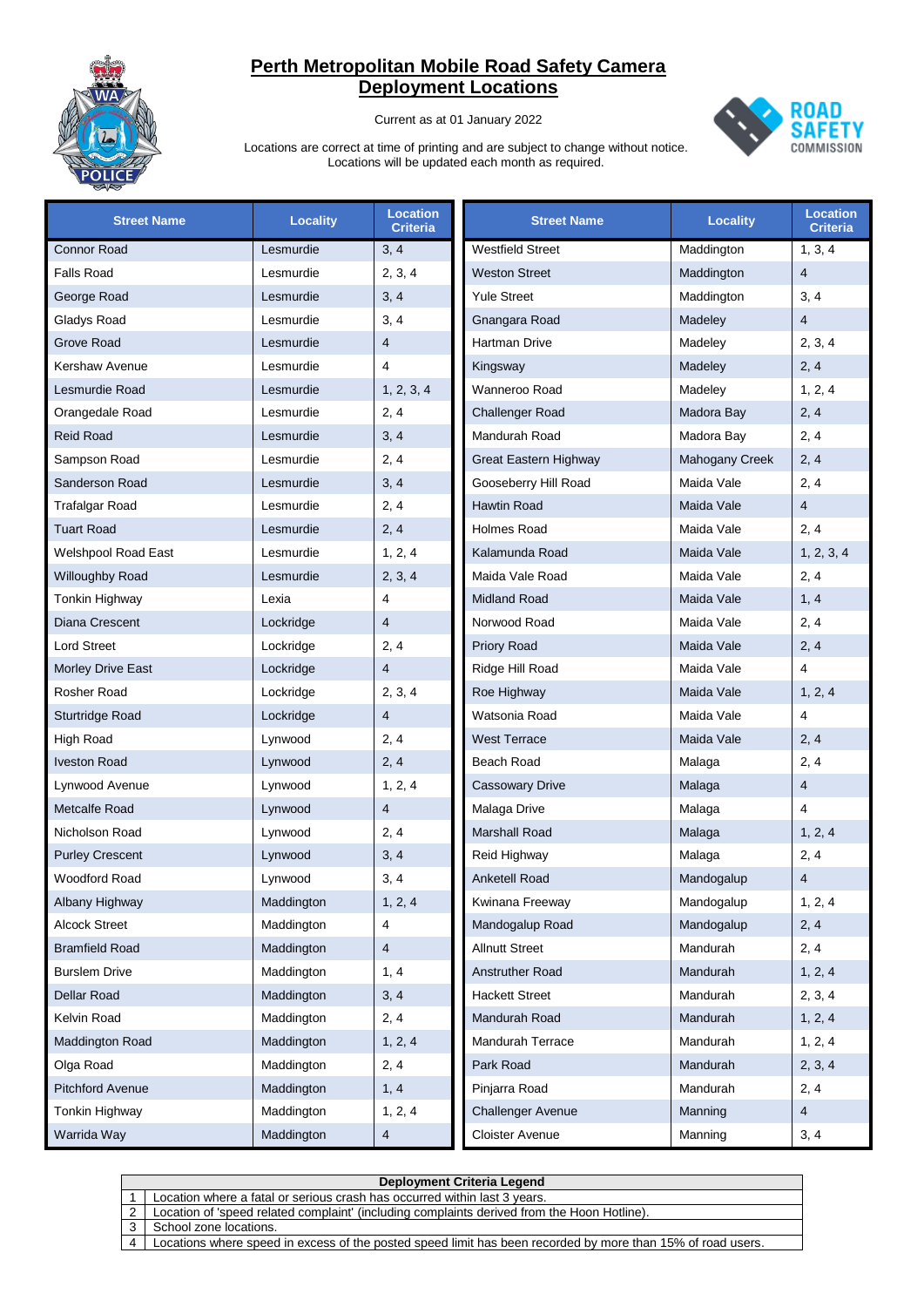# Perth Metropolitan Mobile Road Safety Camera Deployment Locations

Current as at 01 January 2022

Locations are correct at time of printing and are subject to change without notice.
Locations will be updated each month as required.

| Street Name | Locality | Location Criteria |
|---|---|---|
| Connor Road | Lesmurdie | 3, 4 |
| Falls Road | Lesmurdie | 2, 3, 4 |
| George Road | Lesmurdie | 3, 4 |
| Gladys Road | Lesmurdie | 3, 4 |
| Grove Road | Lesmurdie | 4 |
| Kershaw Avenue | Lesmurdie | 4 |
| Lesmurdie Road | Lesmurdie | 1, 2, 3, 4 |
| Orangedale Road | Lesmurdie | 2, 4 |
| Reid Road | Lesmurdie | 3, 4 |
| Sampson Road | Lesmurdie | 2, 4 |
| Sanderson Road | Lesmurdie | 3, 4 |
| Trafalgar Road | Lesmurdie | 2, 4 |
| Tuart Road | Lesmurdie | 2, 4 |
| Welshpool Road East | Lesmurdie | 1, 2, 4 |
| Willoughby Road | Lesmurdie | 2, 3, 4 |
| Tonkin Highway | Lexia | 4 |
| Diana Crescent | Lockridge | 4 |
| Lord Street | Lockridge | 2, 4 |
| Morley Drive East | Lockridge | 4 |
| Rosher Road | Lockridge | 2, 3, 4 |
| Sturtridge Road | Lockridge | 4 |
| High Road | Lynwood | 2, 4 |
| Iveston Road | Lynwood | 2, 4 |
| Lynwood Avenue | Lynwood | 1, 2, 4 |
| Metcalfe Road | Lynwood | 4 |
| Nicholson Road | Lynwood | 2, 4 |
| Purley Crescent | Lynwood | 3, 4 |
| Woodford Road | Lynwood | 3, 4 |
| Albany Highway | Maddington | 1, 2, 4 |
| Alcock Street | Maddington | 4 |
| Bramfield Road | Maddington | 4 |
| Burslem Drive | Maddington | 1, 4 |
| Dellar Road | Maddington | 3, 4 |
| Kelvin Road | Maddington | 2, 4 |
| Maddington Road | Maddington | 1, 2, 4 |
| Olga Road | Maddington | 2, 4 |
| Pitchford Avenue | Maddington | 1, 4 |
| Tonkin Highway | Maddington | 1, 2, 4 |
| Warrida Way | Maddington | 4 |
| Westfield Street | Maddington | 1, 3, 4 |
| Weston Street | Maddington | 4 |
| Yule Street | Maddington | 3, 4 |
| Gnangara Road | Madeley | 4 |
| Hartman Drive | Madeley | 2, 3, 4 |
| Kingsway | Madeley | 2, 4 |
| Wanneroo Road | Madeley | 1, 2, 4 |
| Challenger Road | Madora Bay | 2, 4 |
| Mandurah Road | Madora Bay | 2, 4 |
| Great Eastern Highway | Mahogany Creek | 2, 4 |
| Gooseberry Hill Road | Maida Vale | 2, 4 |
| Hawtin Road | Maida Vale | 4 |
| Holmes Road | Maida Vale | 2, 4 |
| Kalamunda Road | Maida Vale | 1, 2, 3, 4 |
| Maida Vale Road | Maida Vale | 2, 4 |
| Midland Road | Maida Vale | 1, 4 |
| Norwood Road | Maida Vale | 2, 4 |
| Priory Road | Maida Vale | 2, 4 |
| Ridge Hill Road | Maida Vale | 4 |
| Roe Highway | Maida Vale | 1, 2, 4 |
| Watsonia Road | Maida Vale | 4 |
| West Terrace | Maida Vale | 2, 4 |
| Beach Road | Malaga | 2, 4 |
| Cassowary Drive | Malaga | 4 |
| Malaga Drive | Malaga | 4 |
| Marshall Road | Malaga | 1, 2, 4 |
| Reid Highway | Malaga | 2, 4 |
| Anketell Road | Mandogalup | 4 |
| Kwinana Freeway | Mandogalup | 1, 2, 4 |
| Mandogalup Road | Mandogalup | 2, 4 |
| Allnutt Street | Mandurah | 2, 4 |
| Anstruther Road | Mandurah | 1, 2, 4 |
| Hackett Street | Mandurah | 2, 3, 4 |
| Mandurah Road | Mandurah | 1, 2, 4 |
| Mandurah Terrace | Mandurah | 1, 2, 4 |
| Park Road | Mandurah | 2, 3, 4 |
| Pinjarra Road | Mandurah | 2, 4 |
| Challenger Avenue | Manning | 4 |
| Cloister Avenue | Manning | 3, 4 |

| Deployment Criteria Legend | |
|---|---|
| 1 | Location where a fatal or serious crash has occurred within last 3 years. |
| 2 | Location of 'speed related complaint' (including complaints derived from the Hoon Hotline). |
| 3 | School zone locations. |
| 4 | Locations where speed in excess of the posted speed limit has been recorded by more than 15% of road users. |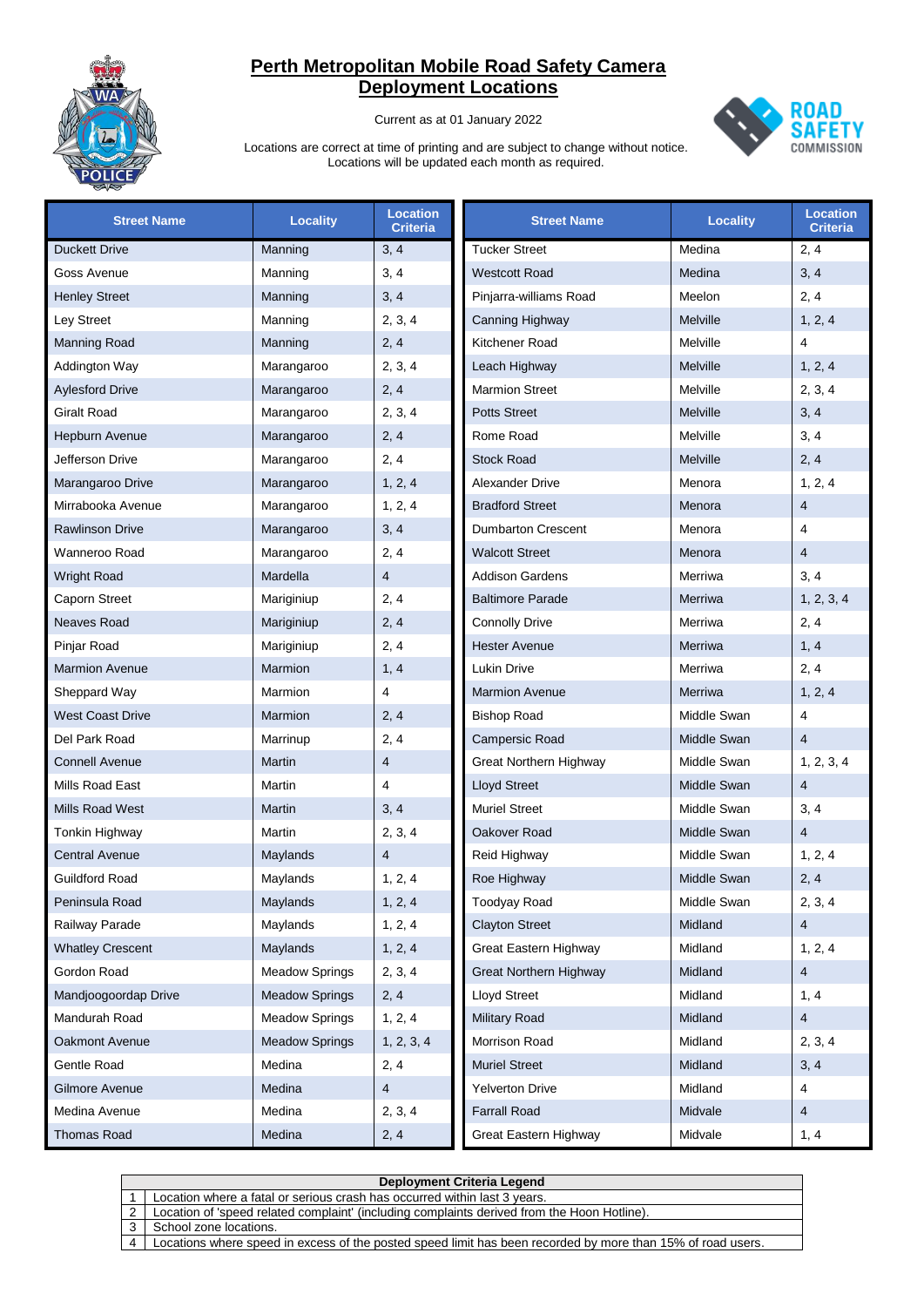# Perth Metropolitan Mobile Road Safety Camera Deployment Locations

Current as at 01 January 2022

Locations are correct at time of printing and are subject to change without notice.
Locations will be updated each month as required.

| Street Name | Locality | Location Criteria |
|---|---|---|
| Duckett Drive | Manning | 3, 4 |
| Goss Avenue | Manning | 3, 4 |
| Henley Street | Manning | 3, 4 |
| Ley Street | Manning | 2, 3, 4 |
| Manning Road | Manning | 2, 4 |
| Addington Way | Marangaroo | 2, 3, 4 |
| Aylesford Drive | Marangaroo | 2, 4 |
| Giralt Road | Marangaroo | 2, 3, 4 |
| Hepburn Avenue | Marangaroo | 2, 4 |
| Jefferson Drive | Marangaroo | 2, 4 |
| Marangaroo Drive | Marangaroo | 1, 2, 4 |
| Mirrabooka Avenue | Marangaroo | 1, 2, 4 |
| Rawlinson Drive | Marangaroo | 3, 4 |
| Wanneroo Road | Marangaroo | 2, 4 |
| Wright Road | Mardella | 4 |
| Caporn Street | Mariginiup | 2, 4 |
| Neaves Road | Mariginiup | 2, 4 |
| Pinjar Road | Mariginiup | 2, 4 |
| Marmion Avenue | Marmion | 1, 4 |
| Sheppard Way | Marmion | 4 |
| West Coast Drive | Marmion | 2, 4 |
| Del Park Road | Marrinup | 2, 4 |
| Connell Avenue | Martin | 4 |
| Mills Road East | Martin | 4 |
| Mills Road West | Martin | 3, 4 |
| Tonkin Highway | Martin | 2, 3, 4 |
| Central Avenue | Maylands | 4 |
| Guildford Road | Maylands | 1, 2, 4 |
| Peninsula Road | Maylands | 1, 2, 4 |
| Railway Parade | Maylands | 1, 2, 4 |
| Whatley Crescent | Maylands | 1, 2, 4 |
| Gordon Road | Meadow Springs | 2, 3, 4 |
| Mandjoogoordap Drive | Meadow Springs | 2, 4 |
| Mandurah Road | Meadow Springs | 1, 2, 4 |
| Oakmont Avenue | Meadow Springs | 1, 2, 3, 4 |
| Gentle Road | Medina | 2, 4 |
| Gilmore Avenue | Medina | 4 |
| Medina Avenue | Medina | 2, 3, 4 |
| Thomas Road | Medina | 2, 4 |
| Tucker Street | Medina | 2, 4 |
| Westcott Road | Medina | 3, 4 |
| Pinjarra-williams Road | Meelon | 2, 4 |
| Canning Highway | Melville | 1, 2, 4 |
| Kitchener Road | Melville | 4 |
| Leach Highway | Melville | 1, 2, 4 |
| Marmion Street | Melville | 2, 3, 4 |
| Potts Street | Melville | 3, 4 |
| Rome Road | Melville | 3, 4 |
| Stock Road | Melville | 2, 4 |
| Alexander Drive | Menora | 1, 2, 4 |
| Bradford Street | Menora | 4 |
| Dumbarton Crescent | Menora | 4 |
| Walcott Street | Menora | 4 |
| Addison Gardens | Merriwa | 3, 4 |
| Baltimore Parade | Merriwa | 1, 2, 3, 4 |
| Connolly Drive | Merriwa | 2, 4 |
| Hester Avenue | Merriwa | 1, 4 |
| Lukin Drive | Merriwa | 2, 4 |
| Marmion Avenue | Merriwa | 1, 2, 4 |
| Bishop Road | Middle Swan | 4 |
| Campersic Road | Middle Swan | 4 |
| Great Northern Highway | Middle Swan | 1, 2, 3, 4 |
| Lloyd Street | Middle Swan | 4 |
| Muriel Street | Middle Swan | 3, 4 |
| Oakover Road | Middle Swan | 4 |
| Reid Highway | Middle Swan | 1, 2, 4 |
| Roe Highway | Middle Swan | 2, 4 |
| Toodyay Road | Middle Swan | 2, 3, 4 |
| Clayton Street | Midland | 4 |
| Great Eastern Highway | Midland | 1, 2, 4 |
| Great Northern Highway | Midland | 4 |
| Lloyd Street | Midland | 1, 4 |
| Military Road | Midland | 4 |
| Morrison Road | Midland | 2, 3, 4 |
| Muriel Street | Midland | 3, 4 |
| Yelverton Drive | Midland | 4 |
| Farrall Road | Midvale | 4 |
| Great Eastern Highway | Midvale | 1, 4 |

| Deployment Criteria Legend | |
|---|---|
| 1 | Location where a fatal or serious crash has occurred within last 3 years. |
| 2 | Location of 'speed related complaint' (including complaints derived from the Hoon Hotline). |
| 3 | School zone locations. |
| 4 | Locations where speed in excess of the posted speed limit has been recorded by more than 15% of road users. |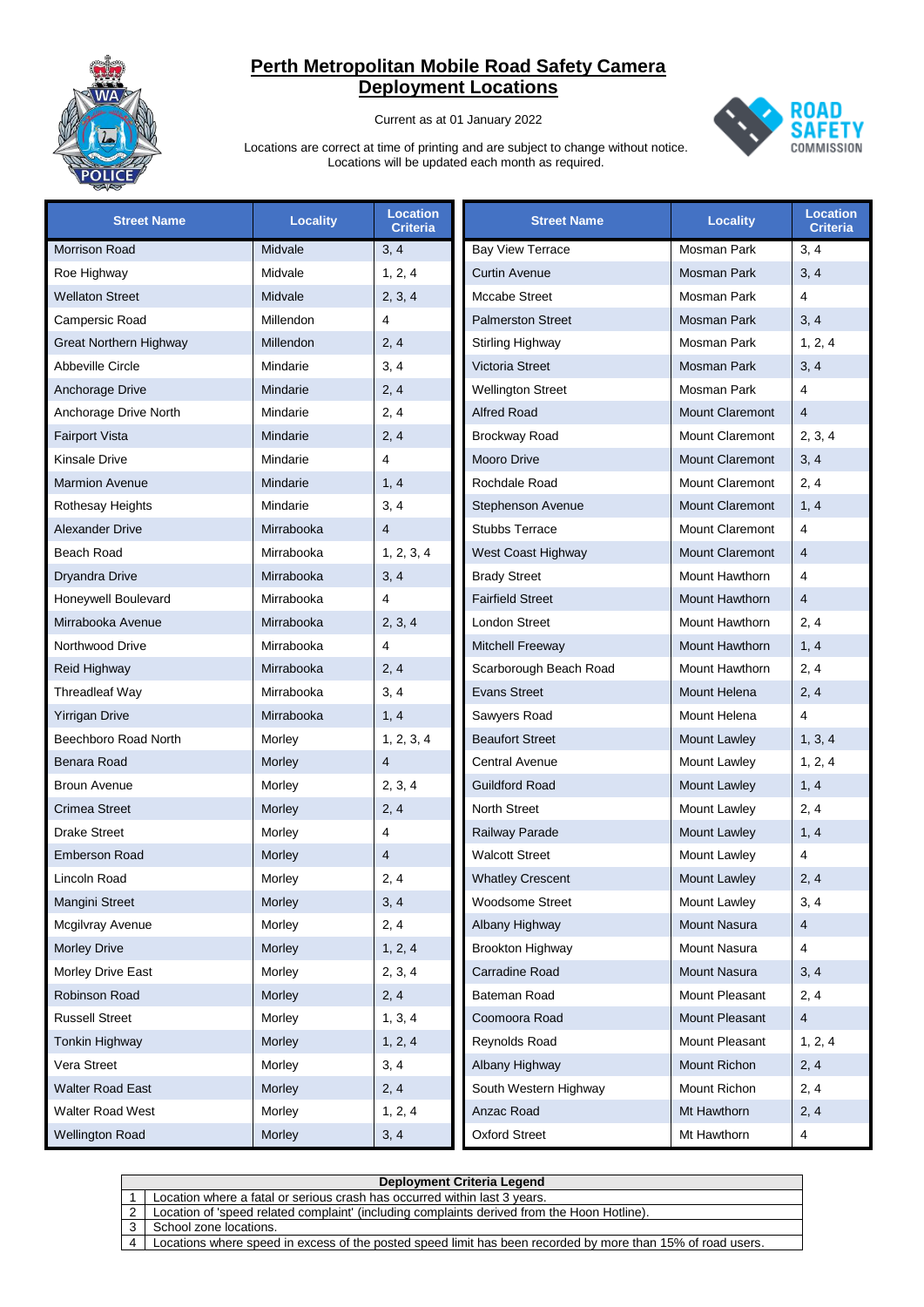# Perth Metropolitan Mobile Road Safety Camera Deployment Locations

Current as at 01 January 2022

Locations are correct at time of printing and are subject to change without notice.
Locations will be updated each month as required.

| Street Name | Locality | Location Criteria |
|---|---|---|
| Morrison Road | Midvale | 3, 4 |
| Roe Highway | Midvale | 1, 2, 4 |
| Wellaton Street | Midvale | 2, 3, 4 |
| Campersic Road | Millendon | 4 |
| Great Northern Highway | Millendon | 2, 4 |
| Abbeville Circle | Mindarie | 3, 4 |
| Anchorage Drive | Mindarie | 2, 4 |
| Anchorage Drive North | Mindarie | 2, 4 |
| Fairport Vista | Mindarie | 2, 4 |
| Kinsale Drive | Mindarie | 4 |
| Marmion Avenue | Mindarie | 1, 4 |
| Rothesay Heights | Mindarie | 3, 4 |
| Alexander Drive | Mirrabooka | 4 |
| Beach Road | Mirrabooka | 1, 2, 3, 4 |
| Dryandra Drive | Mirrabooka | 3, 4 |
| Honeywell Boulevard | Mirrabooka | 4 |
| Mirrabooka Avenue | Mirrabooka | 2, 3, 4 |
| Northwood Drive | Mirrabooka | 4 |
| Reid Highway | Mirrabooka | 2, 4 |
| Threadleaf Way | Mirrabooka | 3, 4 |
| Yirrigan Drive | Mirrabooka | 1, 4 |
| Beechboro Road North | Morley | 1, 2, 3, 4 |
| Benara Road | Morley | 4 |
| Broun Avenue | Morley | 2, 3, 4 |
| Crimea Street | Morley | 2, 4 |
| Drake Street | Morley | 4 |
| Emberson Road | Morley | 4 |
| Lincoln Road | Morley | 2, 4 |
| Mangini Street | Morley | 3, 4 |
| Mcgilvray Avenue | Morley | 2, 4 |
| Morley Drive | Morley | 1, 2, 4 |
| Morley Drive East | Morley | 2, 3, 4 |
| Robinson Road | Morley | 2, 4 |
| Russell Street | Morley | 1, 3, 4 |
| Tonkin Highway | Morley | 1, 2, 4 |
| Vera Street | Morley | 3, 4 |
| Walter Road East | Morley | 2, 4 |
| Walter Road West | Morley | 1, 2, 4 |
| Wellington Road | Morley | 3, 4 |
| Bay View Terrace | Mosman Park | 3, 4 |
| Curtin Avenue | Mosman Park | 3, 4 |
| Mccabe Street | Mosman Park | 4 |
| Palmerston Street | Mosman Park | 3, 4 |
| Stirling Highway | Mosman Park | 1, 2, 4 |
| Victoria Street | Mosman Park | 3, 4 |
| Wellington Street | Mosman Park | 4 |
| Alfred Road | Mount Claremont | 4 |
| Brockway Road | Mount Claremont | 2, 3, 4 |
| Mooro Drive | Mount Claremont | 3, 4 |
| Rochdale Road | Mount Claremont | 2, 4 |
| Stephenson Avenue | Mount Claremont | 1, 4 |
| Stubbs Terrace | Mount Claremont | 4 |
| West Coast Highway | Mount Claremont | 4 |
| Brady Street | Mount Hawthorn | 4 |
| Fairfield Street | Mount Hawthorn | 4 |
| London Street | Mount Hawthorn | 2, 4 |
| Mitchell Freeway | Mount Hawthorn | 1, 4 |
| Scarborough Beach Road | Mount Hawthorn | 2, 4 |
| Evans Street | Mount Helena | 2, 4 |
| Sawyers Road | Mount Helena | 4 |
| Beaufort Street | Mount Lawley | 1, 3, 4 |
| Central Avenue | Mount Lawley | 1, 2, 4 |
| Guildford Road | Mount Lawley | 1, 4 |
| North Street | Mount Lawley | 2, 4 |
| Railway Parade | Mount Lawley | 1, 4 |
| Walcott Street | Mount Lawley | 4 |
| Whatley Crescent | Mount Lawley | 2, 4 |
| Woodsome Street | Mount Lawley | 3, 4 |
| Albany Highway | Mount Nasura | 4 |
| Brookton Highway | Mount Nasura | 4 |
| Carradine Road | Mount Nasura | 3, 4 |
| Bateman Road | Mount Pleasant | 2, 4 |
| Coomoora Road | Mount Pleasant | 4 |
| Reynolds Road | Mount Pleasant | 1, 2, 4 |
| Albany Highway | Mount Richon | 2, 4 |
| South Western Highway | Mount Richon | 2, 4 |
| Anzac Road | Mt Hawthorn | 2, 4 |
| Oxford Street | Mt Hawthorn | 4 |

| Deployment Criteria Legend | |
|---|---|
| 1 | Location where a fatal or serious crash has occurred within last 3 years. |
| 2 | Location of 'speed related complaint' (including complaints derived from the Hoon Hotline). |
| 3 | School zone locations. |
| 4 | Locations where speed in excess of the posted speed limit has been recorded by more than 15% of road users. |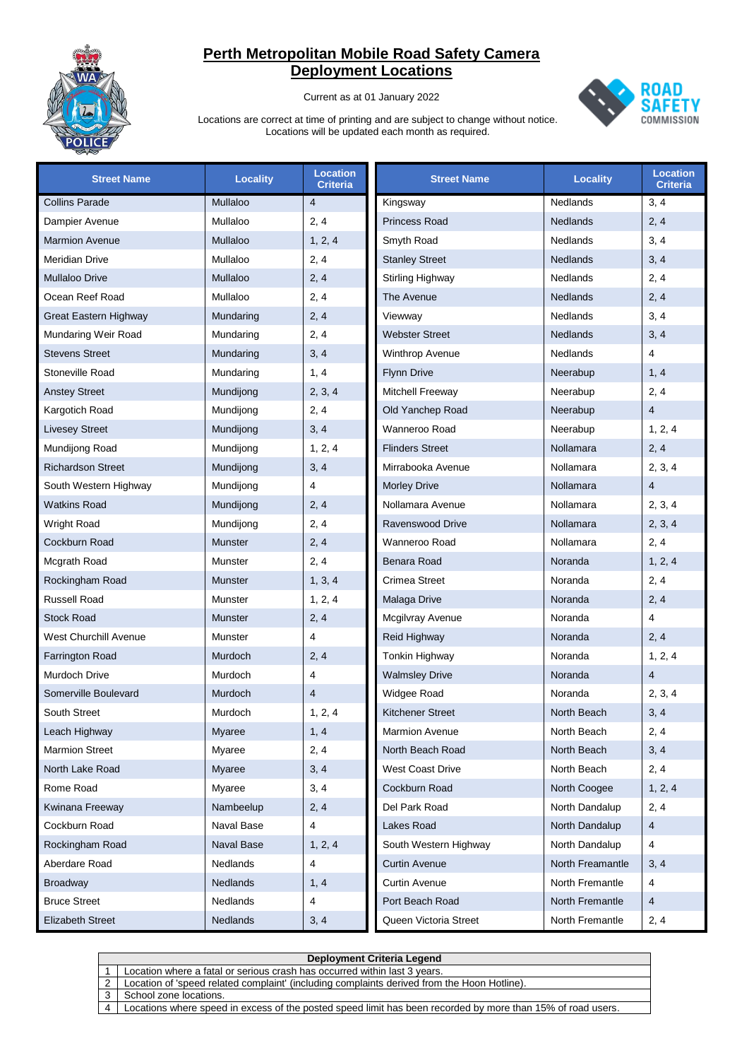# Perth Metropolitan Mobile Road Safety Camera Deployment Locations

Current as at 01 January 2022

Locations are correct at time of printing and are subject to change without notice.
Locations will be updated each month as required.

| Street Name | Locality | Location Criteria |
|---|---|---|
| Collins Parade | Mullaloo | 4 |
| Dampier Avenue | Mullaloo | 2, 4 |
| Marmion Avenue | Mullaloo | 1, 2, 4 |
| Meridian Drive | Mullaloo | 2, 4 |
| Mullaloo Drive | Mullaloo | 2, 4 |
| Ocean Reef Road | Mullaloo | 2, 4 |
| Great Eastern Highway | Mundaring | 2, 4 |
| Mundaring Weir Road | Mundaring | 2, 4 |
| Stevens Street | Mundaring | 3, 4 |
| Stoneville Road | Mundaring | 1, 4 |
| Anstey Street | Mundijong | 2, 3, 4 |
| Kargotich Road | Mundijong | 2, 4 |
| Livesey Street | Mundijong | 3, 4 |
| Mundijong Road | Mundijong | 1, 2, 4 |
| Richardson Street | Mundijong | 3, 4 |
| South Western Highway | Mundijong | 4 |
| Watkins Road | Mundijong | 2, 4 |
| Wright Road | Mundijong | 2, 4 |
| Cockburn Road | Munster | 2, 4 |
| Mcgrath Road | Munster | 2, 4 |
| Rockingham Road | Munster | 1, 3, 4 |
| Russell Road | Munster | 1, 2, 4 |
| Stock Road | Munster | 2, 4 |
| West Churchill Avenue | Munster | 4 |
| Farrington Road | Murdoch | 2, 4 |
| Murdoch Drive | Murdoch | 4 |
| Somerville Boulevard | Murdoch | 4 |
| South Street | Murdoch | 1, 2, 4 |
| Leach Highway | Myaree | 1, 4 |
| Marmion Street | Myaree | 2, 4 |
| North Lake Road | Myaree | 3, 4 |
| Rome Road | Myaree | 3, 4 |
| Kwinana Freeway | Nambeelup | 2, 4 |
| Cockburn Road | Naval Base | 4 |
| Rockingham Road | Naval Base | 1, 2, 4 |
| Aberdare Road | Nedlands | 4 |
| Broadway | Nedlands | 1, 4 |
| Bruce Street | Nedlands | 4 |
| Elizabeth Street | Nedlands | 3, 4 |
| Kingsway | Nedlands | 3, 4 |
| Princess Road | Nedlands | 2, 4 |
| Smyth Road | Nedlands | 3, 4 |
| Stanley Street | Nedlands | 3, 4 |
| Stirling Highway | Nedlands | 2, 4 |
| The Avenue | Nedlands | 2, 4 |
| Viewway | Nedlands | 3, 4 |
| Webster Street | Nedlands | 3, 4 |
| Winthrop Avenue | Nedlands | 4 |
| Flynn Drive | Neerabup | 1, 4 |
| Mitchell Freeway | Neerabup | 2, 4 |
| Old Yanchep Road | Neerabup | 4 |
| Wanneroo Road | Neerabup | 1, 2, 4 |
| Flinders Street | Nollamara | 2, 4 |
| Mirrabooka Avenue | Nollamara | 2, 3, 4 |
| Morley Drive | Nollamara | 4 |
| Nollamara Avenue | Nollamara | 2, 3, 4 |
| Ravenswood Drive | Nollamara | 2, 3, 4 |
| Wanneroo Road | Nollamara | 2, 4 |
| Benara Road | Noranda | 1, 2, 4 |
| Crimea Street | Noranda | 2, 4 |
| Malaga Drive | Noranda | 2, 4 |
| Mcgilvray Avenue | Noranda | 4 |
| Reid Highway | Noranda | 2, 4 |
| Tonkin Highway | Noranda | 1, 2, 4 |
| Walmsley Drive | Noranda | 4 |
| Widgee Road | Noranda | 2, 3, 4 |
| Kitchener Street | North Beach | 3, 4 |
| Marmion Avenue | North Beach | 2, 4 |
| North Beach Road | North Beach | 3, 4 |
| West Coast Drive | North Beach | 2, 4 |
| Cockburn Road | North Coogee | 1, 2, 4 |
| Del Park Road | North Dandalup | 2, 4 |
| Lakes Road | North Dandalup | 4 |
| South Western Highway | North Dandalup | 4 |
| Curtin Avenue | North Freamantle | 3, 4 |
| Curtin Avenue | North Fremantle | 4 |
| Port Beach Road | North Fremantle | 4 |
| Queen Victoria Street | North Fremantle | 2, 4 |

| | Deployment Criteria Legend |
|---|---|
| 1 | Location where a fatal or serious crash has occurred within last 3 years. |
| 2 | Location of 'speed related complaint' (including complaints derived from the Hoon Hotline). |
| 3 | School zone locations. |
| 4 | Locations where speed in excess of the posted speed limit has been recorded by more than 15% of road users. |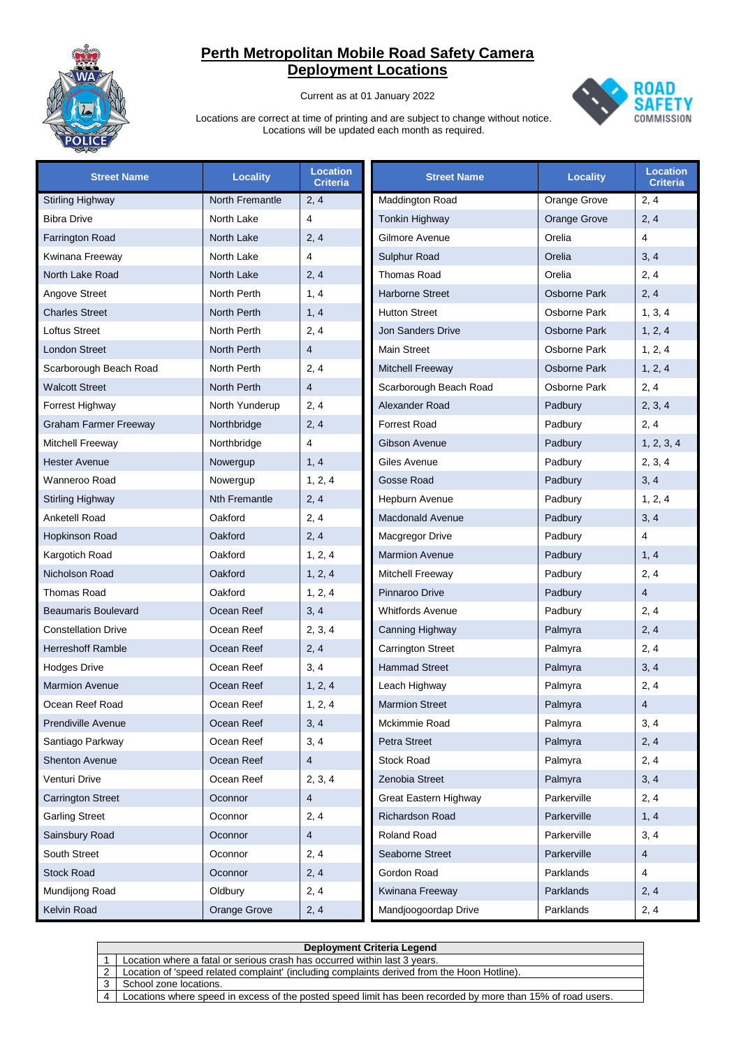# Perth Metropolitan Mobile Road Safety Camera Deployment Locations

Current as at 01 January 2022

Locations are correct at time of printing and are subject to change without notice.
Locations will be updated each month as required.

| Street Name | Locality | Location Criteria |
|---|---|---|
| Stirling Highway | North Fremantle | 2, 4 |
| Bibra Drive | North Lake | 4 |
| Farrington Road | North Lake | 2, 4 |
| Kwinana Freeway | North Lake | 4 |
| North Lake Road | North Lake | 2, 4 |
| Angove Street | North Perth | 1, 4 |
| Charles Street | North Perth | 1, 4 |
| Loftus Street | North Perth | 2, 4 |
| London Street | North Perth | 4 |
| Scarborough Beach Road | North Perth | 2, 4 |
| Walcott Street | North Perth | 4 |
| Forrest Highway | North Yunderup | 2, 4 |
| Graham Farmer Freeway | Northbridge | 2, 4 |
| Mitchell Freeway | Northbridge | 4 |
| Hester Avenue | Nowergup | 1, 4 |
| Wanneroo Road | Nowergup | 1, 2, 4 |
| Stirling Highway | Nth Fremantle | 2, 4 |
| Anketell Road | Oakford | 2, 4 |
| Hopkinson Road | Oakford | 2, 4 |
| Kargotich Road | Oakford | 1, 2, 4 |
| Nicholson Road | Oakford | 1, 2, 4 |
| Thomas Road | Oakford | 1, 2, 4 |
| Beaumaris Boulevard | Ocean Reef | 3, 4 |
| Constellation Drive | Ocean Reef | 2, 3, 4 |
| Herreshoff Ramble | Ocean Reef | 2, 4 |
| Hodges Drive | Ocean Reef | 3, 4 |
| Marmion Avenue | Ocean Reef | 1, 2, 4 |
| Ocean Reef Road | Ocean Reef | 1, 2, 4 |
| Prendiville Avenue | Ocean Reef | 3, 4 |
| Santiago Parkway | Ocean Reef | 3, 4 |
| Shenton Avenue | Ocean Reef | 4 |
| Venturi Drive | Ocean Reef | 2, 3, 4 |
| Carrington Street | Oconnor | 4 |
| Garling Street | Oconnor | 2, 4 |
| Sainsbury Road | Oconnor | 4 |
| South Street | Oconnor | 2, 4 |
| Stock Road | Oconnor | 2, 4 |
| Mundijong Road | Oldbury | 2, 4 |
| Kelvin Road | Orange Grove | 2, 4 |
| Maddington Road | Orange Grove | 2, 4 |
| Tonkin Highway | Orange Grove | 2, 4 |
| Gilmore Avenue | Orelia | 4 |
| Sulphur Road | Orelia | 3, 4 |
| Thomas Road | Orelia | 2, 4 |
| Harborne Street | Osborne Park | 2, 4 |
| Hutton Street | Osborne Park | 1, 3, 4 |
| Jon Sanders Drive | Osborne Park | 1, 2, 4 |
| Main Street | Osborne Park | 1, 2, 4 |
| Mitchell Freeway | Osborne Park | 1, 2, 4 |
| Scarborough Beach Road | Osborne Park | 2, 4 |
| Alexander Road | Padbury | 2, 3, 4 |
| Forrest Road | Padbury | 2, 4 |
| Gibson Avenue | Padbury | 1, 2, 3, 4 |
| Giles Avenue | Padbury | 2, 3, 4 |
| Gosse Road | Padbury | 3, 4 |
| Hepburn Avenue | Padbury | 1, 2, 4 |
| Macdonald Avenue | Padbury | 3, 4 |
| Macgregor Drive | Padbury | 4 |
| Marmion Avenue | Padbury | 1, 4 |
| Mitchell Freeway | Padbury | 2, 4 |
| Pinnaroo Drive | Padbury | 4 |
| Whitfords Avenue | Padbury | 2, 4 |
| Canning Highway | Palmyra | 2, 4 |
| Carrington Street | Palmyra | 2, 4 |
| Hammad Street | Palmyra | 3, 4 |
| Leach Highway | Palmyra | 2, 4 |
| Marmion Street | Palmyra | 4 |
| Mckimmie Road | Palmyra | 3, 4 |
| Petra Street | Palmyra | 2, 4 |
| Stock Road | Palmyra | 2, 4 |
| Zenobia Street | Palmyra | 3, 4 |
| Great Eastern Highway | Parkerville | 2, 4 |
| Richardson Road | Parkerville | 1, 4 |
| Roland Road | Parkerville | 3, 4 |
| Seaborne Street | Parkerville | 4 |
| Gordon Road | Parklands | 4 |
| Kwinana Freeway | Parklands | 2, 4 |
| Mandjoogoordap Drive | Parklands | 2, 4 |

| Deployment Criteria Legend | |
|---|---|
| 1 | Location where a fatal or serious crash has occurred within last 3 years. |
| 2 | Location of 'speed related complaint' (including complaints derived from the Hoon Hotline). |
| 3 | School zone locations. |
| 4 | Locations where speed in excess of the posted speed limit has been recorded by more than 15% of road users. |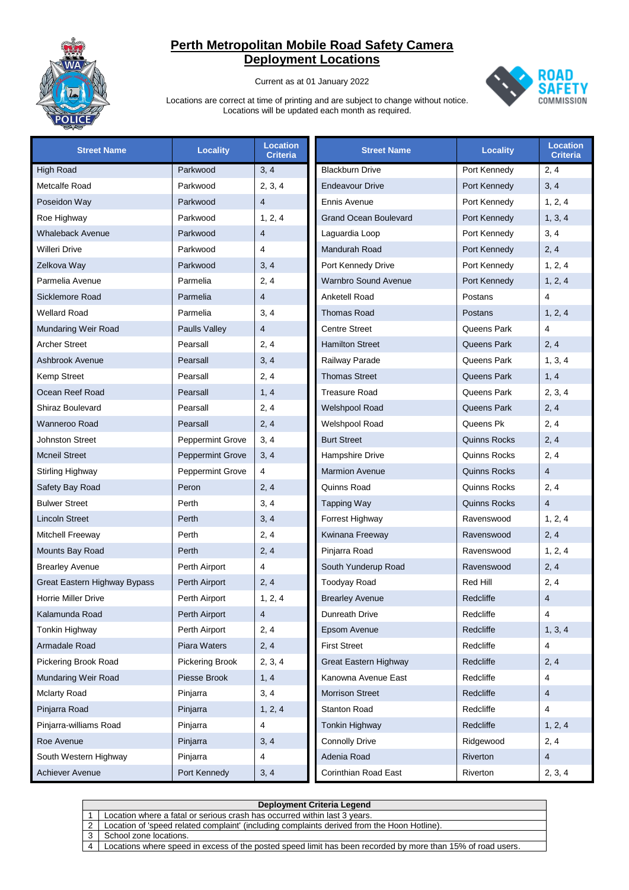# Perth Metropolitan Mobile Road Safety Camera Deployment Locations

Current as at 01 January 2022

Locations are correct at time of printing and are subject to change without notice.
Locations will be updated each month as required.

| Street Name | Locality | Location Criteria |
|---|---|---|
| High Road | Parkwood | 3, 4 |
| Metcalfe Road | Parkwood | 2, 3, 4 |
| Poseidon Way | Parkwood | 4 |
| Roe Highway | Parkwood | 1, 2, 4 |
| Whaleback Avenue | Parkwood | 4 |
| Willeri Drive | Parkwood | 4 |
| Zelkova Way | Parkwood | 3, 4 |
| Parmelia Avenue | Parmelia | 2, 4 |
| Sicklemore Road | Parmelia | 4 |
| Wellard Road | Parmelia | 3, 4 |
| Mundaring Weir Road | Paulls Valley | 4 |
| Archer Street | Pearsall | 2, 4 |
| Ashbrook Avenue | Pearsall | 3, 4 |
| Kemp Street | Pearsall | 2, 4 |
| Ocean Reef Road | Pearsall | 1, 4 |
| Shiraz Boulevard | Pearsall | 2, 4 |
| Wanneroo Road | Pearsall | 2, 4 |
| Johnston Street | Peppermint Grove | 3, 4 |
| Mcneil Street | Peppermint Grove | 3, 4 |
| Stirling Highway | Peppermint Grove | 4 |
| Safety Bay Road | Peron | 2, 4 |
| Bulwer Street | Perth | 3, 4 |
| Lincoln Street | Perth | 3, 4 |
| Mitchell Freeway | Perth | 2, 4 |
| Mounts Bay Road | Perth | 2, 4 |
| Brearley Avenue | Perth Airport | 4 |
| Great Eastern Highway Bypass | Perth Airport | 2, 4 |
| Horrie Miller Drive | Perth Airport | 1, 2, 4 |
| Kalamunda Road | Perth Airport | 4 |
| Tonkin Highway | Perth Airport | 2, 4 |
| Armadale Road | Piara Waters | 2, 4 |
| Pickering Brook Road | Pickering Brook | 2, 3, 4 |
| Mundaring Weir Road | Piesse Brook | 1, 4 |
| Mclarty Road | Pinjarra | 3, 4 |
| Pinjarra Road | Pinjarra | 1, 2, 4 |
| Pinjarra-williams Road | Pinjarra | 4 |
| Roe Avenue | Pinjarra | 3, 4 |
| South Western Highway | Pinjarra | 4 |
| Achiever Avenue | Port Kennedy | 3, 4 |
| Blackburn Drive | Port Kennedy | 2, 4 |
| Endeavour Drive | Port Kennedy | 3, 4 |
| Ennis Avenue | Port Kennedy | 1, 2, 4 |
| Grand Ocean Boulevard | Port Kennedy | 1, 3, 4 |
| Laguardia Loop | Port Kennedy | 3, 4 |
| Mandurah Road | Port Kennedy | 2, 4 |
| Port Kennedy Drive | Port Kennedy | 1, 2, 4 |
| Warnbro Sound Avenue | Port Kennedy | 1, 2, 4 |
| Anketell Road | Postans | 4 |
| Thomas Road | Postans | 1, 2, 4 |
| Centre Street | Queens Park | 4 |
| Hamilton Street | Queens Park | 2, 4 |
| Railway Parade | Queens Park | 1, 3, 4 |
| Thomas Street | Queens Park | 1, 4 |
| Treasure Road | Queens Park | 2, 3, 4 |
| Welshpool Road | Queens Park | 2, 4 |
| Welshpool Road | Queens Pk | 2, 4 |
| Burt Street | Quinns Rocks | 2, 4 |
| Hampshire Drive | Quinns Rocks | 2, 4 |
| Marmion Avenue | Quinns Rocks | 4 |
| Quinns Road | Quinns Rocks | 2, 4 |
| Tapping Way | Quinns Rocks | 4 |
| Forrest Highway | Ravenswood | 1, 2, 4 |
| Kwinana Freeway | Ravenswood | 2, 4 |
| Pinjarra Road | Ravenswood | 1, 2, 4 |
| South Yunderup Road | Ravenswood | 2, 4 |
| Toodyay Road | Red Hill | 2, 4 |
| Brearley Avenue | Redcliffe | 4 |
| Dunreath Drive | Redcliffe | 4 |
| Epsom Avenue | Redcliffe | 1, 3, 4 |
| First Street | Redcliffe | 4 |
| Great Eastern Highway | Redcliffe | 2, 4 |
| Kanowna Avenue East | Redcliffe | 4 |
| Morrison Street | Redcliffe | 4 |
| Stanton Road | Redcliffe | 4 |
| Tonkin Highway | Redcliffe | 1, 2, 4 |
| Connolly Drive | Ridgewood | 2, 4 |
| Adenia Road | Riverton | 4 |
| Corinthian Road East | Riverton | 2, 3, 4 |

| Deployment Criteria Legend | |
|---|---|
| 1 | Location where a fatal or serious crash has occurred within last 3 years. |
| 2 | Location of 'speed related complaint' (including complaints derived from the Hoon Hotline). |
| 3 | School zone locations. |
| 4 | Locations where speed in excess of the posted speed limit has been recorded by more than 15% of road users. |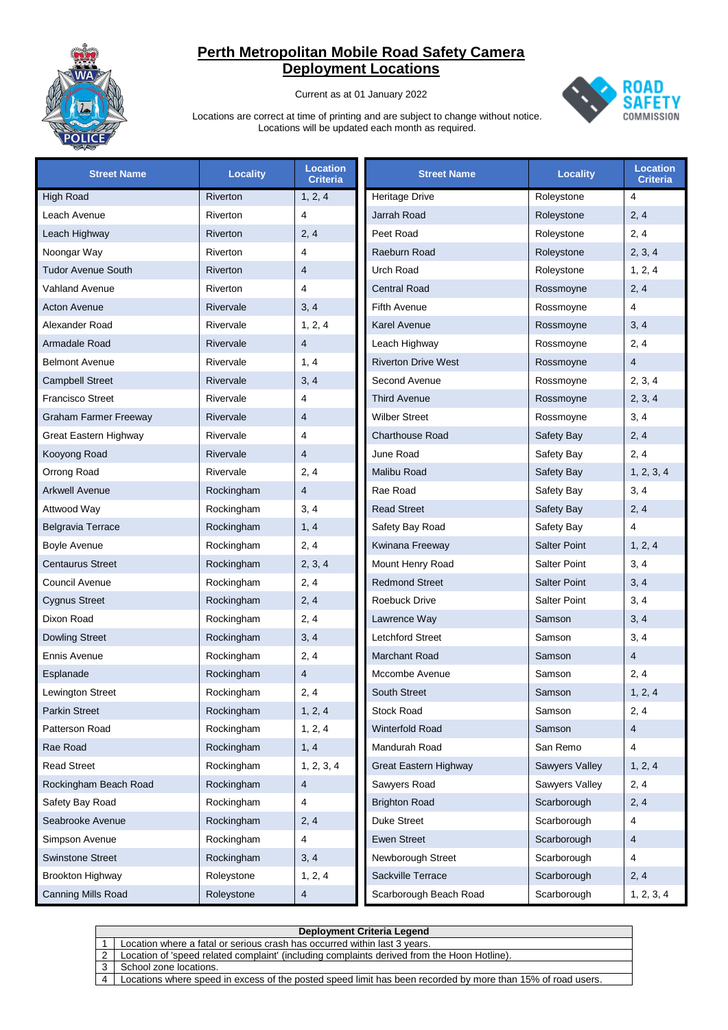# Perth Metropolitan Mobile Road Safety Camera Deployment Locations

Current as at 01 January 2022

Locations are correct at time of printing and are subject to change without notice. Locations will be updated each month as required.

| Street Name | Locality | Location Criteria |
|---|---|---|
| High Road | Riverton | 1, 2, 4 |
| Leach Avenue | Riverton | 4 |
| Leach Highway | Riverton | 2, 4 |
| Noongar Way | Riverton | 4 |
| Tudor Avenue South | Riverton | 4 |
| Vahland Avenue | Riverton | 4 |
| Acton Avenue | Rivervale | 3, 4 |
| Alexander Road | Rivervale | 1, 2, 4 |
| Armadale Road | Rivervale | 4 |
| Belmont Avenue | Rivervale | 1, 4 |
| Campbell Street | Rivervale | 3, 4 |
| Francisco Street | Rivervale | 4 |
| Graham Farmer Freeway | Rivervale | 4 |
| Great Eastern Highway | Rivervale | 4 |
| Kooyong Road | Rivervale | 4 |
| Orrong Road | Rivervale | 2, 4 |
| Arkwell Avenue | Rockingham | 4 |
| Attwood Way | Rockingham | 3, 4 |
| Belgravia Terrace | Rockingham | 1, 4 |
| Boyle Avenue | Rockingham | 2, 4 |
| Centaurus Street | Rockingham | 2, 3, 4 |
| Council Avenue | Rockingham | 2, 4 |
| Cygnus Street | Rockingham | 2, 4 |
| Dixon Road | Rockingham | 2, 4 |
| Dowling Street | Rockingham | 3, 4 |
| Ennis Avenue | Rockingham | 2, 4 |
| Esplanade | Rockingham | 4 |
| Lewington Street | Rockingham | 2, 4 |
| Parkin Street | Rockingham | 1, 2, 4 |
| Patterson Road | Rockingham | 1, 2, 4 |
| Rae Road | Rockingham | 1, 4 |
| Read Street | Rockingham | 1, 2, 3, 4 |
| Rockingham Beach Road | Rockingham | 4 |
| Safety Bay Road | Rockingham | 4 |
| Seabrooke Avenue | Rockingham | 2, 4 |
| Simpson Avenue | Rockingham | 4 |
| Swinstone Street | Rockingham | 3, 4 |
| Brookton Highway | Roleystone | 1, 2, 4 |
| Canning Mills Road | Roleystone | 4 |
| Heritage Drive | Roleystone | 4 |
| Jarrah Road | Roleystone | 2, 4 |
| Peet Road | Roleystone | 2, 4 |
| Raeburn Road | Roleystone | 2, 3, 4 |
| Urch Road | Roleystone | 1, 2, 4 |
| Central Road | Rossmoyne | 2, 4 |
| Fifth Avenue | Rossmoyne | 4 |
| Karel Avenue | Rossmoyne | 3, 4 |
| Leach Highway | Rossmoyne | 2, 4 |
| Riverton Drive West | Rossmoyne | 4 |
| Second Avenue | Rossmoyne | 2, 3, 4 |
| Third Avenue | Rossmoyne | 2, 3, 4 |
| Wilber Street | Rossmoyne | 3, 4 |
| Charthouse Road | Safety Bay | 2, 4 |
| June Road | Safety Bay | 2, 4 |
| Malibu Road | Safety Bay | 1, 2, 3, 4 |
| Rae Road | Safety Bay | 3, 4 |
| Read Street | Safety Bay | 2, 4 |
| Safety Bay Road | Safety Bay | 4 |
| Kwinana Freeway | Salter Point | 1, 2, 4 |
| Mount Henry Road | Salter Point | 3, 4 |
| Redmond Street | Salter Point | 3, 4 |
| Roebuck Drive | Salter Point | 3, 4 |
| Lawrence Way | Samson | 3, 4 |
| Letchford Street | Samson | 3, 4 |
| Marchant Road | Samson | 4 |
| Mccombe Avenue | Samson | 2, 4 |
| South Street | Samson | 1, 2, 4 |
| Stock Road | Samson | 2, 4 |
| Winterfold Road | Samson | 4 |
| Mandurah Road | San Remo | 4 |
| Great Eastern Highway | Sawyers Valley | 1, 2, 4 |
| Sawyers Road | Sawyers Valley | 2, 4 |
| Brighton Road | Scarborough | 2, 4 |
| Duke Street | Scarborough | 4 |
| Ewen Street | Scarborough | 4 |
| Newborough Street | Scarborough | 4 |
| Sackville Terrace | Scarborough | 2, 4 |
| Scarborough Beach Road | Scarborough | 1, 2, 3, 4 |

| Deployment Criteria Legend | |
|---|---|
| 1 | Location where a fatal or serious crash has occurred within last 3 years. |
| 2 | Location of 'speed related complaint' (including complaints derived from the Hoon Hotline). |
| 3 | School zone locations. |
| 4 | Locations where speed in excess of the posted speed limit has been recorded by more than 15% of road users. |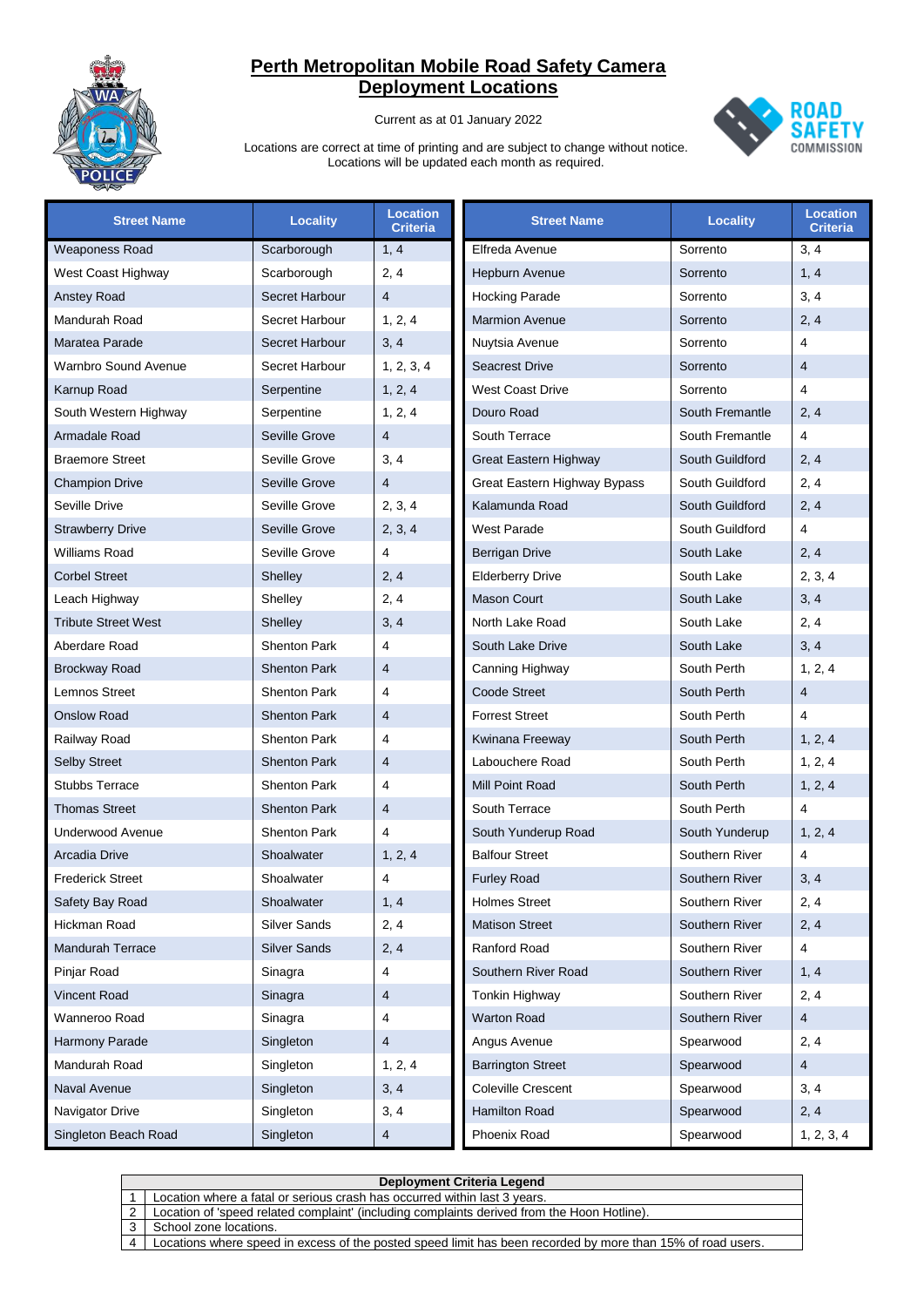# Perth Metropolitan Mobile Road Safety Camera Deployment Locations

Current as at 01 January 2022

Locations are correct at time of printing and are subject to change without notice.
Locations will be updated each month as required.

| Street Name | Locality | Location Criteria |
|---|---|---|
| Weaponess Road | Scarborough | 1, 4 |
| West Coast Highway | Scarborough | 2, 4 |
| Anstey Road | Secret Harbour | 4 |
| Mandurah Road | Secret Harbour | 1, 2, 4 |
| Maratea Parade | Secret Harbour | 3, 4 |
| Warnbro Sound Avenue | Secret Harbour | 1, 2, 3, 4 |
| Karnup Road | Serpentine | 1, 2, 4 |
| South Western Highway | Serpentine | 1, 2, 4 |
| Armadale Road | Seville Grove | 4 |
| Braemore Street | Seville Grove | 3, 4 |
| Champion Drive | Seville Grove | 4 |
| Seville Drive | Seville Grove | 2, 3, 4 |
| Strawberry Drive | Seville Grove | 2, 3, 4 |
| Williams Road | Seville Grove | 4 |
| Corbel Street | Shelley | 2, 4 |
| Leach Highway | Shelley | 2, 4 |
| Tribute Street West | Shelley | 3, 4 |
| Aberdare Road | Shenton Park | 4 |
| Brockway Road | Shenton Park | 4 |
| Lemnos Street | Shenton Park | 4 |
| Onslow Road | Shenton Park | 4 |
| Railway Road | Shenton Park | 4 |
| Selby Street | Shenton Park | 4 |
| Stubbs Terrace | Shenton Park | 4 |
| Thomas Street | Shenton Park | 4 |
| Underwood Avenue | Shenton Park | 4 |
| Arcadia Drive | Shoalwater | 1, 2, 4 |
| Frederick Street | Shoalwater | 4 |
| Safety Bay Road | Shoalwater | 1, 4 |
| Hickman Road | Silver Sands | 2, 4 |
| Mandurah Terrace | Silver Sands | 2, 4 |
| Pinjar Road | Sinagra | 4 |
| Vincent Road | Sinagra | 4 |
| Wanneroo Road | Sinagra | 4 |
| Harmony Parade | Singleton | 4 |
| Mandurah Road | Singleton | 1, 2, 4 |
| Naval Avenue | Singleton | 3, 4 |
| Navigator Drive | Singleton | 3, 4 |
| Singleton Beach Road | Singleton | 4 |
| Elfreda Avenue | Sorrento | 3, 4 |
| Hepburn Avenue | Sorrento | 1, 4 |
| Hocking Parade | Sorrento | 3, 4 |
| Marmion Avenue | Sorrento | 2, 4 |
| Nuytsia Avenue | Sorrento | 4 |
| Seacrest Drive | Sorrento | 4 |
| West Coast Drive | Sorrento | 4 |
| Douro Road | South Fremantle | 2, 4 |
| South Terrace | South Fremantle | 4 |
| Great Eastern Highway | South Guildford | 2, 4 |
| Great Eastern Highway Bypass | South Guildford | 2, 4 |
| Kalamunda Road | South Guildford | 2, 4 |
| West Parade | South Guildford | 4 |
| Berrigan Drive | South Lake | 2, 4 |
| Elderberry Drive | South Lake | 2, 3, 4 |
| Mason Court | South Lake | 3, 4 |
| North Lake Road | South Lake | 2, 4 |
| South Lake Drive | South Lake | 3, 4 |
| Canning Highway | South Perth | 1, 2, 4 |
| Coode Street | South Perth | 4 |
| Forrest Street | South Perth | 4 |
| Kwinana Freeway | South Perth | 1, 2, 4 |
| Labouchere Road | South Perth | 1, 2, 4 |
| Mill Point Road | South Perth | 1, 2, 4 |
| South Terrace | South Perth | 4 |
| South Yunderup Road | South Yunderup | 1, 2, 4 |
| Balfour Street | Southern River | 4 |
| Furley Road | Southern River | 3, 4 |
| Holmes Street | Southern River | 2, 4 |
| Matison Street | Southern River | 2, 4 |
| Ranford Road | Southern River | 4 |
| Southern River Road | Southern River | 1, 4 |
| Tonkin Highway | Southern River | 2, 4 |
| Warton Road | Southern River | 4 |
| Angus Avenue | Spearwood | 2, 4 |
| Barrington Street | Spearwood | 4 |
| Coleville Crescent | Spearwood | 3, 4 |
| Hamilton Road | Spearwood | 2, 4 |
| Phoenix Road | Spearwood | 1, 2, 3, 4 |

| Deployment Criteria Legend | |
|---|---|
| 1 | Location where a fatal or serious crash has occurred within last 3 years. |
| 2 | Location of 'speed related complaint' (including complaints derived from the Hoon Hotline). |
| 3 | School zone locations. |
| 4 | Locations where speed in excess of the posted speed limit has been recorded by more than 15% of road users. |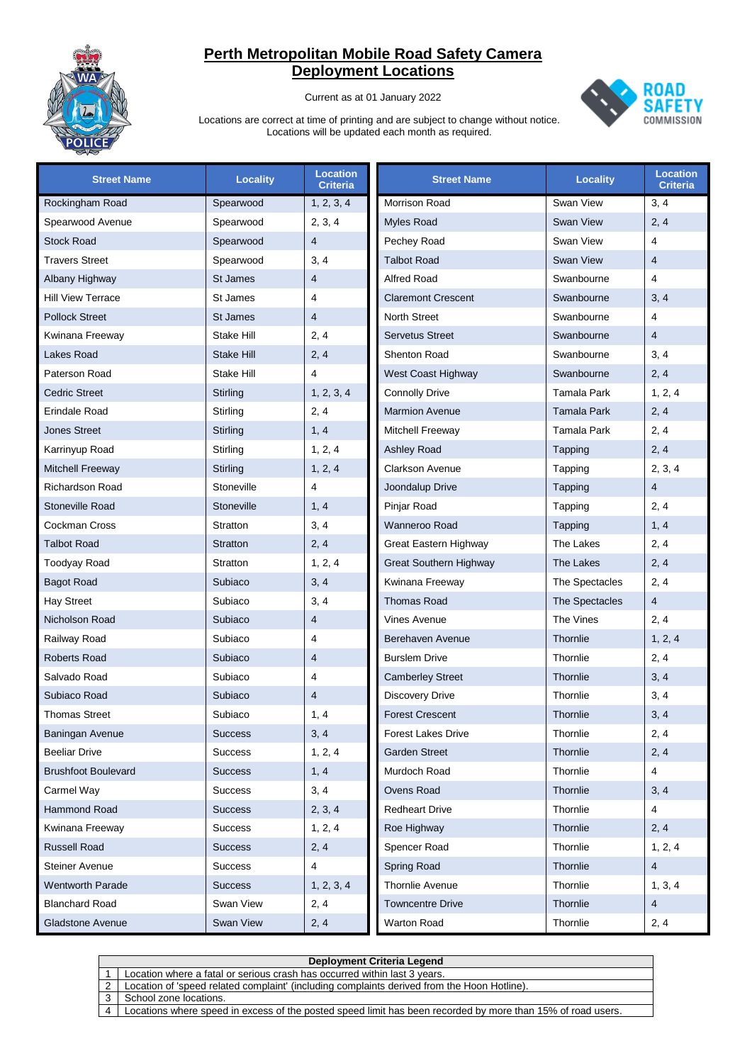# Perth Metropolitan Mobile Road Safety Camera Deployment Locations

Current as at 01 January 2022

Locations are correct at time of printing and are subject to change without notice.
Locations will be updated each month as required.

| Street Name | Locality | Location Criteria |
|---|---|---|
| Rockingham Road | Spearwood | 1, 2, 3, 4 |
| Spearwood Avenue | Spearwood | 2, 3, 4 |
| Stock Road | Spearwood | 4 |
| Travers Street | Spearwood | 3, 4 |
| Albany Highway | St James | 4 |
| Hill View Terrace | St James | 4 |
| Pollock Street | St James | 4 |
| Kwinana Freeway | Stake Hill | 2, 4 |
| Lakes Road | Stake Hill | 2, 4 |
| Paterson Road | Stake Hill | 4 |
| Cedric Street | Stirling | 1, 2, 3, 4 |
| Erindale Road | Stirling | 2, 4 |
| Jones Street | Stirling | 1, 4 |
| Karrinyup Road | Stirling | 1, 2, 4 |
| Mitchell Freeway | Stirling | 1, 2, 4 |
| Richardson Road | Stoneville | 4 |
| Stoneville Road | Stoneville | 1, 4 |
| Cockman Cross | Stratton | 3, 4 |
| Talbot Road | Stratton | 2, 4 |
| Toodyay Road | Stratton | 1, 2, 4 |
| Bagot Road | Subiaco | 3, 4 |
| Hay Street | Subiaco | 3, 4 |
| Nicholson Road | Subiaco | 4 |
| Railway Road | Subiaco | 4 |
| Roberts Road | Subiaco | 4 |
| Salvado Road | Subiaco | 4 |
| Subiaco Road | Subiaco | 4 |
| Thomas Street | Subiaco | 1, 4 |
| Baningan Avenue | Success | 3, 4 |
| Beeliar Drive | Success | 1, 2, 4 |
| Brushfoot Boulevard | Success | 1, 4 |
| Carmel Way | Success | 3, 4 |
| Hammond Road | Success | 2, 3, 4 |
| Kwinana Freeway | Success | 1, 2, 4 |
| Russell Road | Success | 2, 4 |
| Steiner Avenue | Success | 4 |
| Wentworth Parade | Success | 1, 2, 3, 4 |
| Blanchard Road | Swan View | 2, 4 |
| Gladstone Avenue | Swan View | 2, 4 |
| Morrison Road | Swan View | 3, 4 |
| Myles Road | Swan View | 2, 4 |
| Pechey Road | Swan View | 4 |
| Talbot Road | Swan View | 4 |
| Alfred Road | Swanbourne | 4 |
| Claremont Crescent | Swanbourne | 3, 4 |
| North Street | Swanbourne | 4 |
| Servetus Street | Swanbourne | 4 |
| Shenton Road | Swanbourne | 3, 4 |
| West Coast Highway | Swanbourne | 2, 4 |
| Connolly Drive | Tamala Park | 1, 2, 4 |
| Marmion Avenue | Tamala Park | 2, 4 |
| Mitchell Freeway | Tamala Park | 2, 4 |
| Ashley Road | Tapping | 2, 4 |
| Clarkson Avenue | Tapping | 2, 3, 4 |
| Joondalup Drive | Tapping | 4 |
| Pinjar Road | Tapping | 2, 4 |
| Wanneroo Road | Tapping | 1, 4 |
| Great Eastern Highway | The Lakes | 2, 4 |
| Great Southern Highway | The Lakes | 2, 4 |
| Kwinana Freeway | The Spectacles | 2, 4 |
| Thomas Road | The Spectacles | 4 |
| Vines Avenue | The Vines | 2, 4 |
| Berehaven Avenue | Thornlie | 1, 2, 4 |
| Burslem Drive | Thornlie | 2, 4 |
| Camberley Street | Thornlie | 3, 4 |
| Discovery Drive | Thornlie | 3, 4 |
| Forest Crescent | Thornlie | 3, 4 |
| Forest Lakes Drive | Thornlie | 2, 4 |
| Garden Street | Thornlie | 2, 4 |
| Murdoch Road | Thornlie | 4 |
| Ovens Road | Thornlie | 3, 4 |
| Redheart Drive | Thornlie | 4 |
| Roe Highway | Thornlie | 2, 4 |
| Spencer Road | Thornlie | 1, 2, 4 |
| Spring Road | Thornlie | 4 |
| Thornlie Avenue | Thornlie | 1, 3, 4 |
| Towncentre Drive | Thornlie | 4 |
| Warton Road | Thornlie | 2, 4 |

| Deployment Criteria Legend | |
|---|---|
| 1 | Location where a fatal or serious crash has occurred within last 3 years. |
| 2 | Location of 'speed related complaint' (including complaints derived from the Hoon Hotline). |
| 3 | School zone locations. |
| 4 | Locations where speed in excess of the posted speed limit has been recorded by more than 15% of road users. |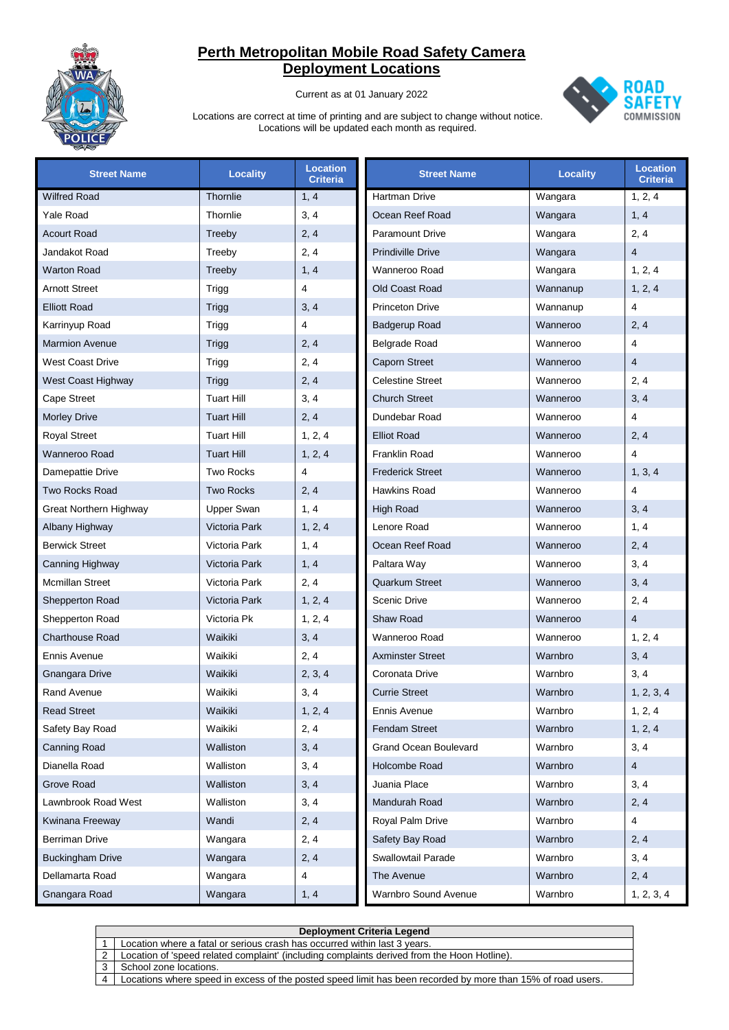# Perth Metropolitan Mobile Road Safety Camera Deployment Locations

Current as at 01 January 2022

Locations are correct at time of printing and are subject to change without notice.
Locations will be updated each month as required.

| Street Name | Locality | Location Criteria |
|---|---|---|
| Wilfred Road | Thornlie | 1, 4 |
| Yale Road | Thornlie | 3, 4 |
| Acourt Road | Treeby | 2, 4 |
| Jandakot Road | Treeby | 2, 4 |
| Warton Road | Treeby | 1, 4 |
| Arnott Street | Trigg | 4 |
| Elliott Road | Trigg | 3, 4 |
| Karrinyup Road | Trigg | 4 |
| Marmion Avenue | Trigg | 2, 4 |
| West Coast Drive | Trigg | 2, 4 |
| West Coast Highway | Trigg | 2, 4 |
| Cape Street | Tuart Hill | 3, 4 |
| Morley Drive | Tuart Hill | 2, 4 |
| Royal Street | Tuart Hill | 1, 2, 4 |
| Wanneroo Road | Tuart Hill | 1, 2, 4 |
| Damepattie Drive | Two Rocks | 4 |
| Two Rocks Road | Two Rocks | 2, 4 |
| Great Northern Highway | Upper Swan | 1, 4 |
| Albany Highway | Victoria Park | 1, 2, 4 |
| Berwick Street | Victoria Park | 1, 4 |
| Canning Highway | Victoria Park | 1, 4 |
| Mcmillan Street | Victoria Park | 2, 4 |
| Shepperton Road | Victoria Park | 1, 2, 4 |
| Shepperton Road | Victoria Pk | 1, 2, 4 |
| Charthouse Road | Waikiki | 3, 4 |
| Ennis Avenue | Waikiki | 2, 4 |
| Gnangara Drive | Waikiki | 2, 3, 4 |
| Rand Avenue | Waikiki | 3, 4 |
| Read Street | Waikiki | 1, 2, 4 |
| Safety Bay Road | Waikiki | 2, 4 |
| Canning Road | Walliston | 3, 4 |
| Dianella Road | Walliston | 3, 4 |
| Grove Road | Walliston | 3, 4 |
| Lawnbrook Road West | Walliston | 3, 4 |
| Kwinana Freeway | Wandi | 2, 4 |
| Berriman Drive | Wangara | 2, 4 |
| Buckingham Drive | Wangara | 2, 4 |
| Dellamarta Road | Wangara | 4 |
| Gnangara Road | Wangara | 1, 4 |
| Hartman Drive | Wangara | 1, 2, 4 |
| Ocean Reef Road | Wangara | 1, 4 |
| Paramount Drive | Wangara | 2, 4 |
| Prindiville Drive | Wangara | 4 |
| Wanneroo Road | Wangara | 1, 2, 4 |
| Old Coast Road | Wannanup | 1, 2, 4 |
| Princeton Drive | Wannanup | 4 |
| Badgerup Road | Wanneroo | 2, 4 |
| Belgrade Road | Wanneroo | 4 |
| Caporn Street | Wanneroo | 4 |
| Celestine Street | Wanneroo | 2, 4 |
| Church Street | Wanneroo | 3, 4 |
| Dundebar Road | Wanneroo | 4 |
| Elliot Road | Wanneroo | 2, 4 |
| Franklin Road | Wanneroo | 4 |
| Frederick Street | Wanneroo | 1, 3, 4 |
| Hawkins Road | Wanneroo | 4 |
| High Road | Wanneroo | 3, 4 |
| Lenore Road | Wanneroo | 1, 4 |
| Ocean Reef Road | Wanneroo | 2, 4 |
| Paltara Way | Wanneroo | 3, 4 |
| Quarkum Street | Wanneroo | 3, 4 |
| Scenic Drive | Wanneroo | 2, 4 |
| Shaw Road | Wanneroo | 4 |
| Wanneroo Road | Wanneroo | 1, 2, 4 |
| Axminster Street | Warnbro | 3, 4 |
| Coronata Drive | Warnbro | 3, 4 |
| Currie Street | Warnbro | 1, 2, 3, 4 |
| Ennis Avenue | Warnbro | 1, 2, 4 |
| Fendam Street | Warnbro | 1, 2, 4 |
| Grand Ocean Boulevard | Warnbro | 3, 4 |
| Holcombe Road | Warnbro | 4 |
| Juania Place | Warnbro | 3, 4 |
| Mandurah Road | Warnbro | 2, 4 |
| Royal Palm Drive | Warnbro | 4 |
| Safety Bay Road | Warnbro | 2, 4 |
| Swallowtail Parade | Warnbro | 3, 4 |
| The Avenue | Warnbro | 2, 4 |
| Warnbro Sound Avenue | Warnbro | 1, 2, 3, 4 |

| Deployment Criteria Legend | |
|---|---|
| 1 | Location where a fatal or serious crash has occurred within last 3 years. |
| 2 | Location of 'speed related complaint' (including complaints derived from the Hoon Hotline). |
| 3 | School zone locations. |
| 4 | Locations where speed in excess of the posted speed limit has been recorded by more than 15% of road users. |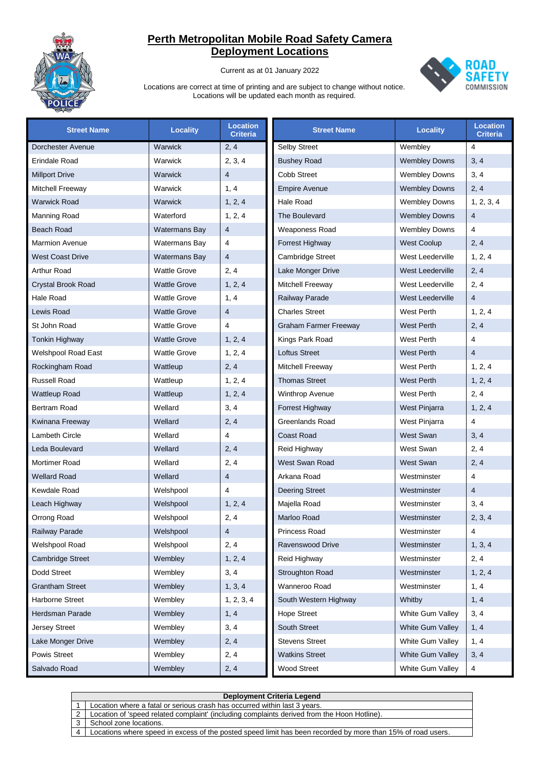# Perth Metropolitan Mobile Road Safety Camera Deployment Locations

Current as at 01 January 2022

Locations are correct at time of printing and are subject to change without notice.
Locations will be updated each month as required.

| Street Name | Locality | Location Criteria |
|---|---|---|
| Dorchester Avenue | Warwick | 2, 4 |
| Erindale Road | Warwick | 2, 3, 4 |
| Millport Drive | Warwick | 4 |
| Mitchell Freeway | Warwick | 1, 4 |
| Warwick Road | Warwick | 1, 2, 4 |
| Manning Road | Waterford | 1, 2, 4 |
| Beach Road | Watermans Bay | 4 |
| Marmion Avenue | Watermans Bay | 4 |
| West Coast Drive | Watermans Bay | 4 |
| Arthur Road | Wattle Grove | 2, 4 |
| Crystal Brook Road | Wattle Grove | 1, 2, 4 |
| Hale Road | Wattle Grove | 1, 4 |
| Lewis Road | Wattle Grove | 4 |
| St John Road | Wattle Grove | 4 |
| Tonkin Highway | Wattle Grove | 1, 2, 4 |
| Welshpool Road East | Wattle Grove | 1, 2, 4 |
| Rockingham Road | Wattleup | 2, 4 |
| Russell Road | Wattleup | 1, 2, 4 |
| Wattleup Road | Wattleup | 1, 2, 4 |
| Bertram Road | Wellard | 3, 4 |
| Kwinana Freeway | Wellard | 2, 4 |
| Lambeth Circle | Wellard | 4 |
| Leda Boulevard | Wellard | 2, 4 |
| Mortimer Road | Wellard | 2, 4 |
| Wellard Road | Wellard | 4 |
| Kewdale Road | Welshpool | 4 |
| Leach Highway | Welshpool | 1, 2, 4 |
| Orrong Road | Welshpool | 2, 4 |
| Railway Parade | Welshpool | 4 |
| Welshpool Road | Welshpool | 2, 4 |
| Cambridge Street | Wembley | 1, 2, 4 |
| Dodd Street | Wembley | 3, 4 |
| Grantham Street | Wembley | 1, 3, 4 |
| Harborne Street | Wembley | 1, 2, 3, 4 |
| Herdsman Parade | Wembley | 1, 4 |
| Jersey Street | Wembley | 3, 4 |
| Lake Monger Drive | Wembley | 2, 4 |
| Powis Street | Wembley | 2, 4 |
| Salvado Road | Wembley | 2, 4 |
| Selby Street | Wembley | 4 |
| Bushey Road | Wembley Downs | 3, 4 |
| Cobb Street | Wembley Downs | 3, 4 |
| Empire Avenue | Wembley Downs | 2, 4 |
| Hale Road | Wembley Downs | 1, 2, 3, 4 |
| The Boulevard | Wembley Downs | 4 |
| Weaponess Road | Wembley Downs | 4 |
| Forrest Highway | West Coolup | 2, 4 |
| Cambridge Street | West Leederville | 1, 2, 4 |
| Lake Monger Drive | West Leederville | 2, 4 |
| Mitchell Freeway | West Leederville | 2, 4 |
| Railway Parade | West Leederville | 4 |
| Charles Street | West Perth | 1, 2, 4 |
| Graham Farmer Freeway | West Perth | 2, 4 |
| Kings Park Road | West Perth | 4 |
| Loftus Street | West Perth | 4 |
| Mitchell Freeway | West Perth | 1, 2, 4 |
| Thomas Street | West Perth | 1, 2, 4 |
| Winthrop Avenue | West Perth | 2, 4 |
| Forrest Highway | West Pinjarra | 1, 2, 4 |
| Greenlands Road | West Pinjarra | 4 |
| Coast Road | West Swan | 3, 4 |
| Reid Highway | West Swan | 2, 4 |
| West Swan Road | West Swan | 2, 4 |
| Arkana Road | Westminster | 4 |
| Deering Street | Westminster | 4 |
| Majella Road | Westminster | 3, 4 |
| Marloo Road | Westminster | 2, 3, 4 |
| Princess Road | Westminster | 4 |
| Ravenswood Drive | Westminster | 1, 3, 4 |
| Reid Highway | Westminster | 2, 4 |
| Stroughton Road | Westminster | 1, 2, 4 |
| Wanneroo Road | Westminster | 1, 4 |
| South Western Highway | Whitby | 1, 4 |
| Hope Street | White Gum Valley | 3, 4 |
| South Street | White Gum Valley | 1, 4 |
| Stevens Street | White Gum Valley | 1, 4 |
| Watkins Street | White Gum Valley | 3, 4 |
| Wood Street | White Gum Valley | 4 |

| Deployment Criteria Legend | |
|---|---|
| 1 | Location where a fatal or serious crash has occurred within last 3 years. |
| 2 | Location of 'speed related complaint' (including complaints derived from the Hoon Hotline). |
| 3 | School zone locations. |
| 4 | Locations where speed in excess of the posted speed limit has been recorded by more than 15% of road users. |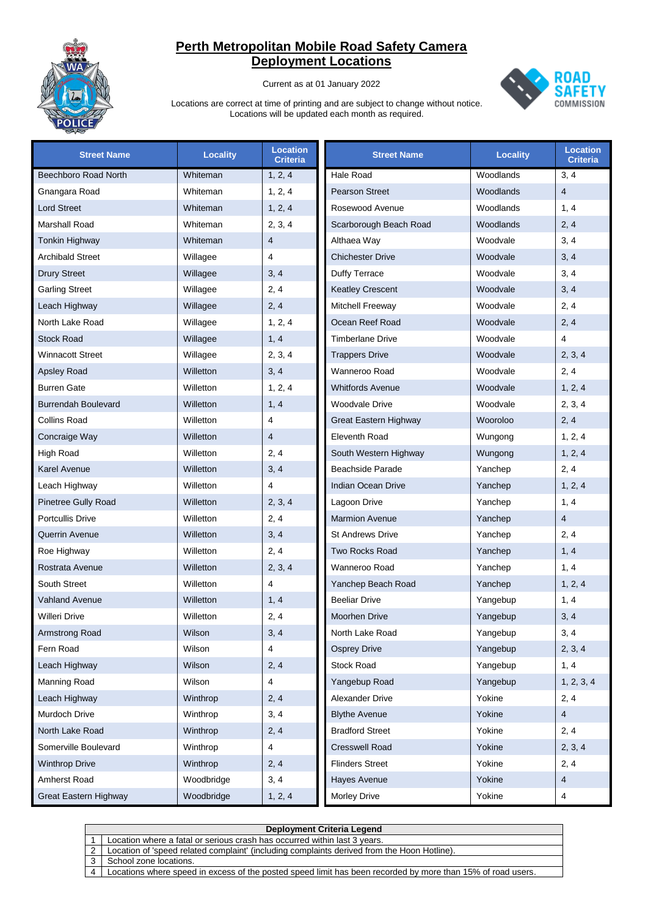# Perth Metropolitan Mobile Road Safety Camera Deployment Locations

Current as at 01 January 2022

Locations are correct at time of printing and are subject to change without notice.
Locations will be updated each month as required.

| Street Name | Locality | Location Criteria |
|---|---|---|
| Beechboro Road North | Whiteman | 1, 2, 4 |
| Gnangara Road | Whiteman | 1, 2, 4 |
| Lord Street | Whiteman | 1, 2, 4 |
| Marshall Road | Whiteman | 2, 3, 4 |
| Tonkin Highway | Whiteman | 4 |
| Archibald Street | Willagee | 4 |
| Drury Street | Willagee | 3, 4 |
| Garling Street | Willagee | 2, 4 |
| Leach Highway | Willagee | 2, 4 |
| North Lake Road | Willagee | 1, 2, 4 |
| Stock Road | Willagee | 1, 4 |
| Winnacott Street | Willagee | 2, 3, 4 |
| Apsley Road | Willetton | 3, 4 |
| Burren Gate | Willetton | 1, 2, 4 |
| Burrendah Boulevard | Willetton | 1, 4 |
| Collins Road | Willetton | 4 |
| Concraige Way | Willetton | 4 |
| High Road | Willetton | 2, 4 |
| Karel Avenue | Willetton | 3, 4 |
| Leach Highway | Willetton | 4 |
| Pinetree Gully Road | Willetton | 2, 3, 4 |
| Portcullis Drive | Willetton | 2, 4 |
| Querrin Avenue | Willetton | 3, 4 |
| Roe Highway | Willetton | 2, 4 |
| Rostrata Avenue | Willetton | 2, 3, 4 |
| South Street | Willetton | 4 |
| Vahland Avenue | Willetton | 1, 4 |
| Willeri Drive | Willetton | 2, 4 |
| Armstrong Road | Wilson | 3, 4 |
| Fern Road | Wilson | 4 |
| Leach Highway | Wilson | 2, 4 |
| Manning Road | Wilson | 4 |
| Leach Highway | Winthrop | 2, 4 |
| Murdoch Drive | Winthrop | 3, 4 |
| North Lake Road | Winthrop | 2, 4 |
| Somerville Boulevard | Winthrop | 4 |
| Winthrop Drive | Winthrop | 2, 4 |
| Amherst Road | Woodbridge | 3, 4 |
| Great Eastern Highway | Woodbridge | 1, 2, 4 |
| Hale Road | Woodlands | 3, 4 |
| Pearson Street | Woodlands | 4 |
| Rosewood Avenue | Woodlands | 1, 4 |
| Scarborough Beach Road | Woodlands | 2, 4 |
| Althaea Way | Woodvale | 3, 4 |
| Chichester Drive | Woodvale | 3, 4 |
| Duffy Terrace | Woodvale | 3, 4 |
| Keatley Crescent | Woodvale | 3, 4 |
| Mitchell Freeway | Woodvale | 2, 4 |
| Ocean Reef Road | Woodvale | 2, 4 |
| Timberlane Drive | Woodvale | 4 |
| Trappers Drive | Woodvale | 2, 3, 4 |
| Wanneroo Road | Woodvale | 2, 4 |
| Whitfords Avenue | Woodvale | 1, 2, 4 |
| Woodvale Drive | Woodvale | 2, 3, 4 |
| Great Eastern Highway | Wooroloo | 2, 4 |
| Eleventh Road | Wungong | 1, 2, 4 |
| South Western Highway | Wungong | 1, 2, 4 |
| Beachside Parade | Yanchep | 2, 4 |
| Indian Ocean Drive | Yanchep | 1, 2, 4 |
| Lagoon Drive | Yanchep | 1, 4 |
| Marmion Avenue | Yanchep | 4 |
| St Andrews Drive | Yanchep | 2, 4 |
| Two Rocks Road | Yanchep | 1, 4 |
| Wanneroo Road | Yanchep | 1, 4 |
| Yanchep Beach Road | Yanchep | 1, 2, 4 |
| Beeliar Drive | Yangebup | 1, 4 |
| Moorhen Drive | Yangebup | 3, 4 |
| North Lake Road | Yangebup | 3, 4 |
| Osprey Drive | Yangebup | 2, 3, 4 |
| Stock Road | Yangebup | 1, 4 |
| Yangebup Road | Yangebup | 1, 2, 3, 4 |
| Alexander Drive | Yokine | 2, 4 |
| Blythe Avenue | Yokine | 4 |
| Bradford Street | Yokine | 2, 4 |
| Cresswell Road | Yokine | 2, 3, 4 |
| Flinders Street | Yokine | 2, 4 |
| Hayes Avenue | Yokine | 4 |
| Morley Drive | Yokine | 4 |

| Deployment Criteria Legend | |
|---|---|
| 1 | Location where a fatal or serious crash has occurred within last 3 years. |
| 2 | Location of 'speed related complaint' (including complaints derived from the Hoon Hotline). |
| 3 | School zone locations. |
| 4 | Locations where speed in excess of the posted speed limit has been recorded by more than 15% of road users. |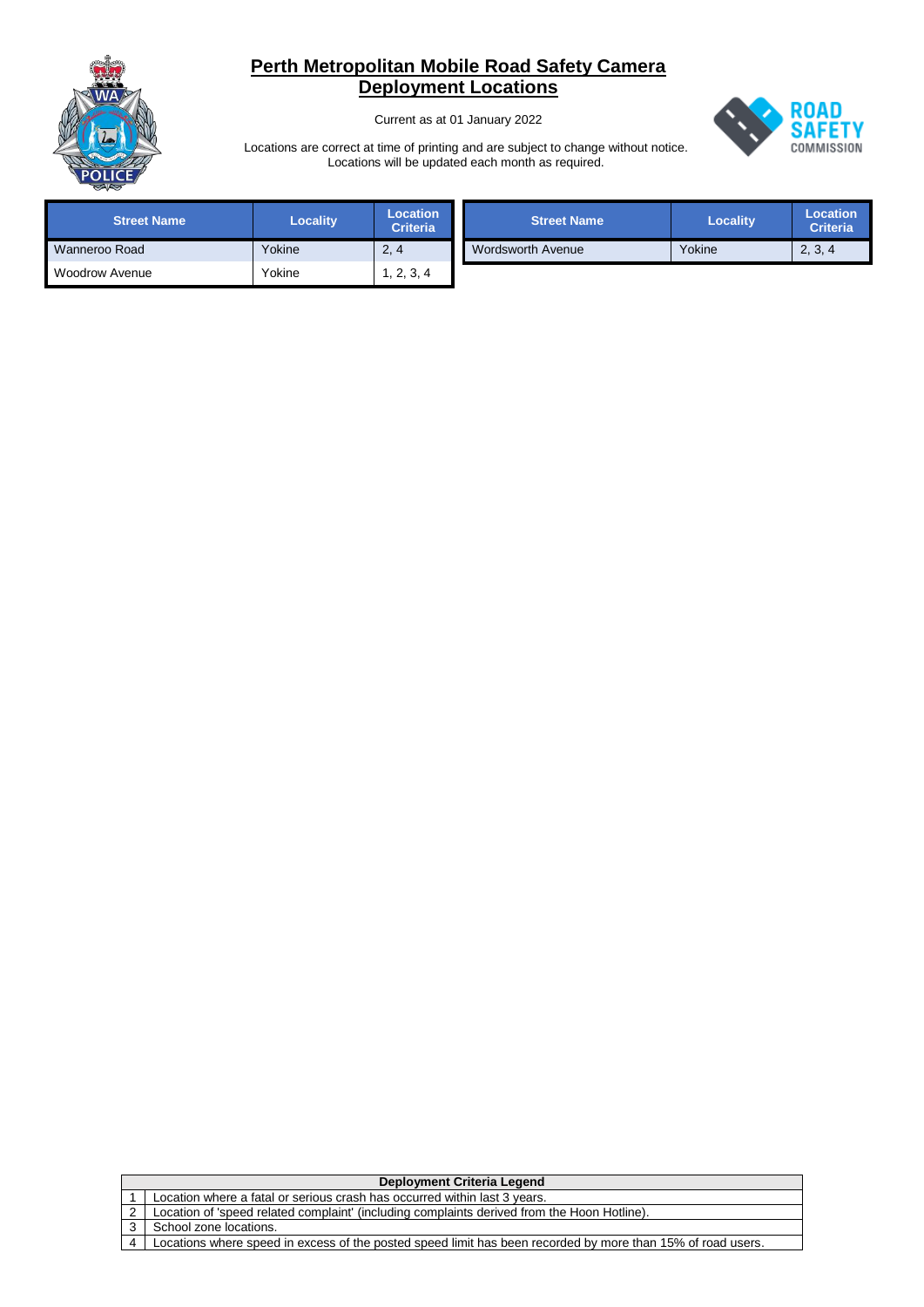# Perth Metropolitan Mobile Road Safety Camera Deployment Locations

Current as at 01 January 2022

Locations are correct at time of printing and are subject to change without notice.
Locations will be updated each month as required.

| Street Name | Locality | Location Criteria |
|---|---|---|
| Wanneroo Road | Yokine | 2, 4 |
| Woodrow Avenue | Yokine | 1, 2, 3, 4 |
| Wordsworth Avenue | Yokine | 2, 3, 4 |

| Deployment Criteria Legend | |
|---|---|
| 1 | Location where a fatal or serious crash has occurred within last 3 years. |
| 2 | Location of 'speed related complaint' (including complaints derived from the Hoon Hotline). |
| 3 | School zone locations. |
| 4 | Locations where speed in excess of the posted speed limit has been recorded by more than 15% of road users. |